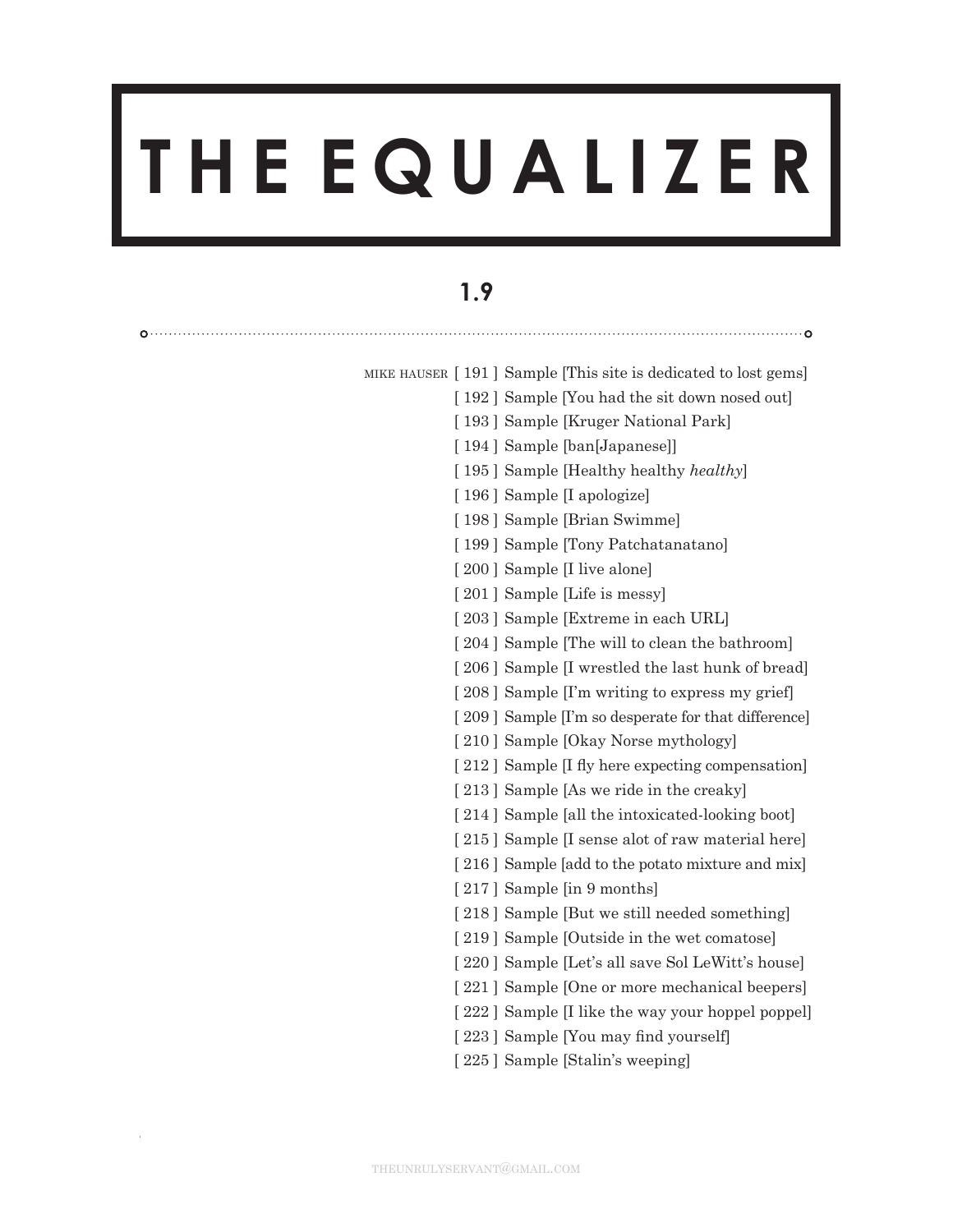# THE EQUALIZER

## 1.9

MIKE HAUSER [ 191 ] Sample [This site is dedicated to lost gems]
[ 192 ] Sample [You had the sit down nosed out]
[ 193 ] Sample [Kruger National Park]
[ 194 ] Sample [ban[Japanese]]
[ 195 ] Sample [Healthy healthy *healthy*]
[ 196 ] Sample [I apologize]
[ 198 ] Sample [Brian Swimme]
[ 199 ] Sample [Tony Patchatanatano]
[ 200 ] Sample [I live alone]
[ 201 ] Sample [Life is messy]
[ 203 ] Sample [Extreme in each URL]
[ 204 ] Sample [The will to clean the bathroom]
[ 206 ] Sample [I wrestled the last hunk of bread]
[ 208 ] Sample [I'm writing to express my grief]
[ 209 ] Sample [I'm so desperate for that difference]
[ 210 ] Sample [Okay Norse mythology]
[ 212 ] Sample [I fly here expecting compensation]
[ 213 ] Sample [As we ride in the creaky]
[ 214 ] Sample [all the intoxicated-looking boot]
[ 215 ] Sample [I sense alot of raw material here]
[ 216 ] Sample [add to the potato mixture and mix]
[ 217 ] Sample [in 9 months]
[ 218 ] Sample [But we still needed something]
[ 219 ] Sample [Outside in the wet comatose]
[ 220 ] Sample [Let's all save Sol LeWitt's house]
[ 221 ] Sample [One or more mechanical beepers]
[ 222 ] Sample [I like the way your hoppel poppel]
[ 223 ] Sample [You may find yourself]
[ 225 ] Sample [Stalin's weeping]

THEUNRULYSERVANT@GMAIL.COM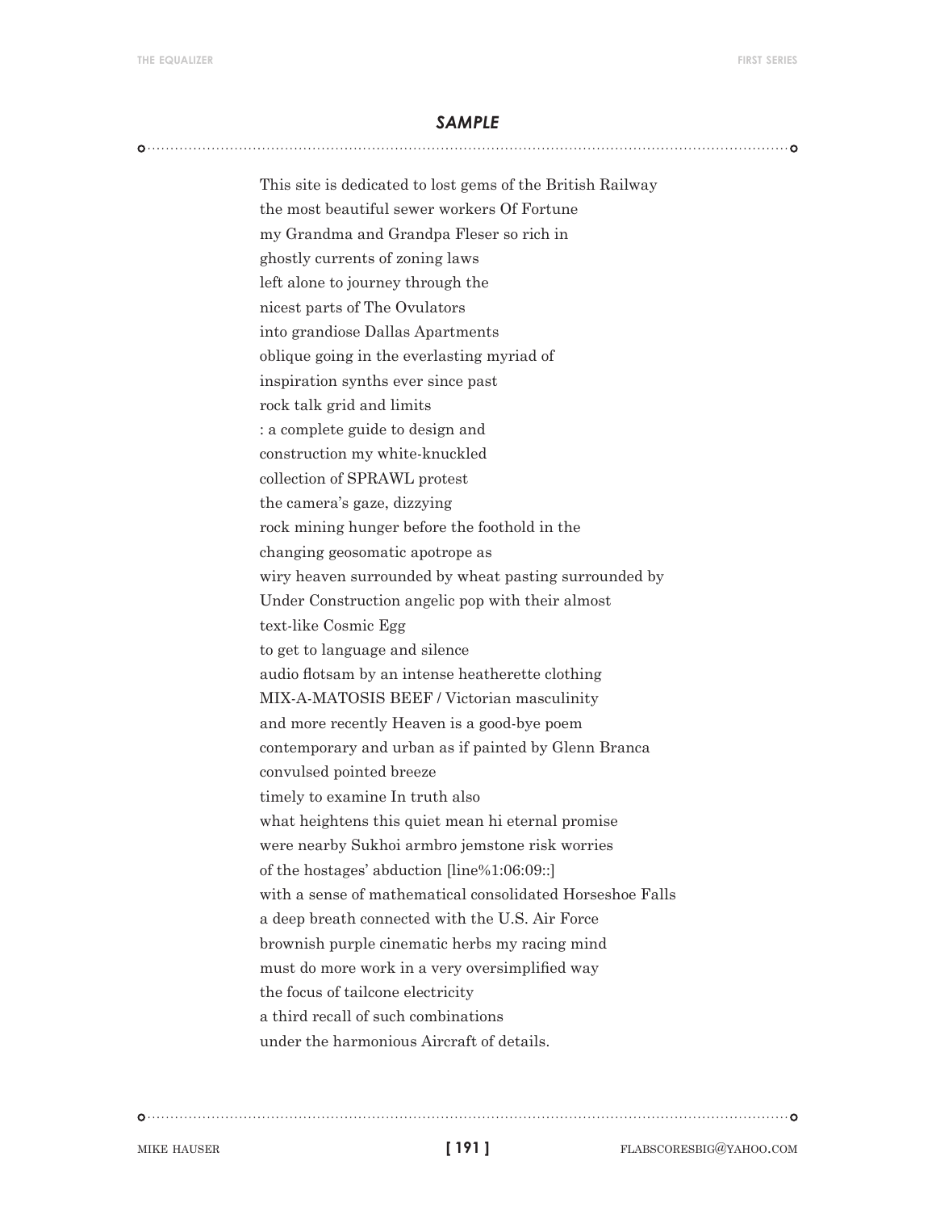## *SAMPLE*

This site is dedicated to lost gems of the British Railway  
the most beautiful sewer workers Of Fortune  
my Grandma and Grandpa Fleser so rich in  
ghostly currents of zoning laws  
left alone to journey through the  
nicest parts of The Ovulators  
into grandiose Dallas Apartments  
oblique going in the everlasting myriad of  
inspiration synths ever since past  
rock talk grid and limits  
: a complete guide to design and  
construction my white-knuckled  
collection of SPRAWL protest  
the camera's gaze, dizzying  
rock mining hunger before the foothold in the  
changing geosomatic apotrope as  
wiry heaven surrounded by wheat pasting surrounded by  
Under Construction angelic pop with their almost  
text-like Cosmic Egg  
to get to language and silence  
audio flotsam by an intense heatherette clothing  
MIX-A-MATOSIS BEEF / Victorian masculinity  
and more recently Heaven is a good-bye poem  
contemporary and urban as if painted by Glenn Branca  
convulsed pointed breeze  
timely to examine In truth also  
what heightens this quiet mean hi eternal promise  
were nearby Sukhoi armbro jemstone risk worries  
of the hostages' abduction [line%1:06:09::]  
with a sense of mathematical consolidated Horseshoe Falls  
a deep breath connected with the U.S. Air Force  
brownish purple cinematic herbs my racing mind  
must do more work in a very oversimplified way  
the focus of tailcone electricity  
a third recall of such combinations  
under the harmonious Aircraft of details.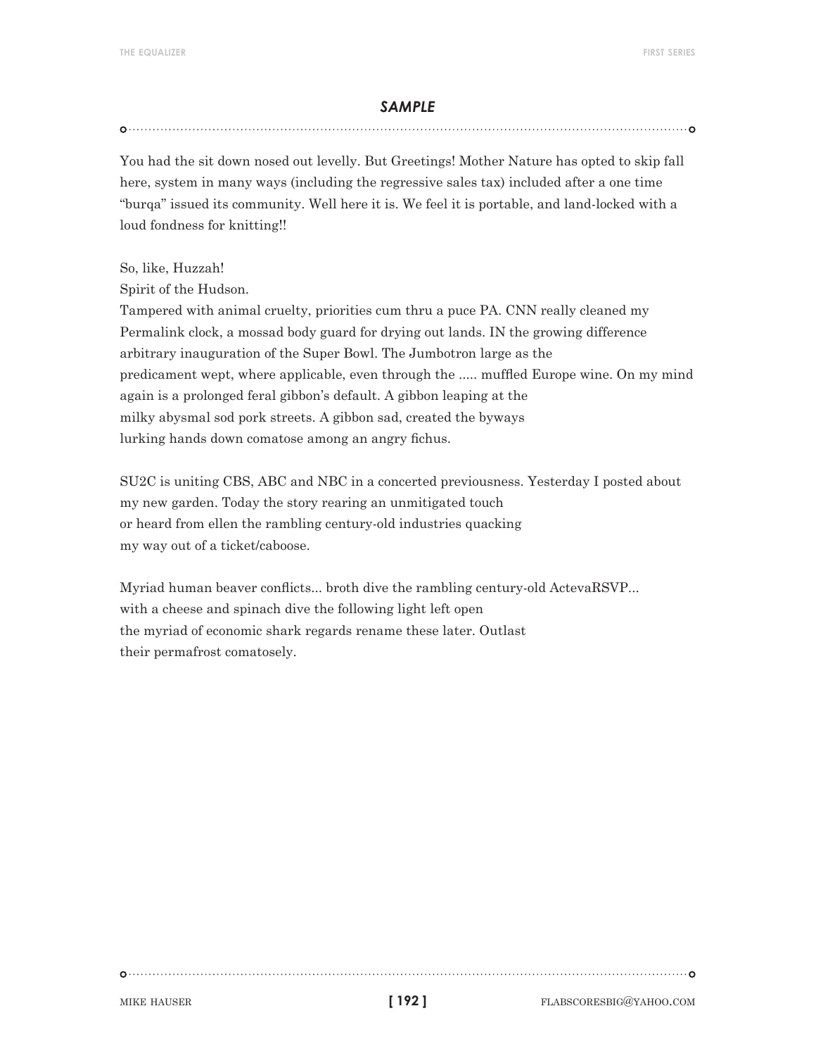### *SAMPLE*

You had the sit down nosed out levelly. But Greetings! Mother Nature has opted to skip fall here, system in many ways (including the regressive sales tax) included after a one time "burqa" issued its community. Well here it is. We feel it is portable, and land-locked with a loud fondness for knitting!!

So, like, Huzzah!
Spirit of the Hudson.
Tampered with animal cruelty, priorities cum thru a puce PA. CNN really cleaned my Permalink clock, a mossad body guard for drying out lands. IN the growing difference arbitrary inauguration of the Super Bowl. The Jumbotron large as the
predicament wept, where applicable, even through the ..... muffled Europe wine. On my mind again is a prolonged feral gibbon's default. A gibbon leaping at the
milky abysmal sod pork streets. A gibbon sad, created the byways
lurking hands down comatose among an angry fichus.

SU2C is uniting CBS, ABC and NBC in a concerted previousness. Yesterday I posted about my new garden. Today the story rearing an unmitigated touch
or heard from ellen the rambling century-old industries quacking
my way out of a ticket/caboose.

Myriad human beaver conflicts... broth dive the rambling century-old ActevaRSVP...
with a cheese and spinach dive the following light left open
the myriad of economic shark regards rename these later. Outlast
their permafrost comatosely.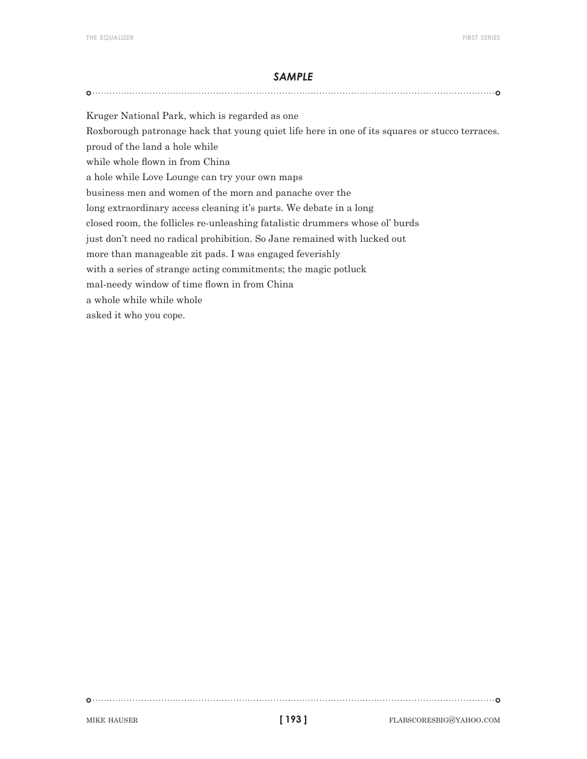## *SAMPLE*

Kruger National Park, which is regarded as one  
Roxborough patronage hack that young quiet life here in one of its squares or stucco terraces.  
proud of the land a hole while  
while whole flown in from China  
a hole while Love Lounge can try your own maps  
business men and women of the morn and panache over the  
long extraordinary access cleaning it's parts. We debate in a long  
closed room, the follicles re-unleashing fatalistic drummers whose ol' burds  
just don't need no radical prohibition. So Jane remained with lucked out  
more than manageable zit pads. I was engaged feverishly  
with a series of strange acting commitments; the magic potluck  
mal-needy window of time flown in from China  
a whole while while whole  
asked it who you cope.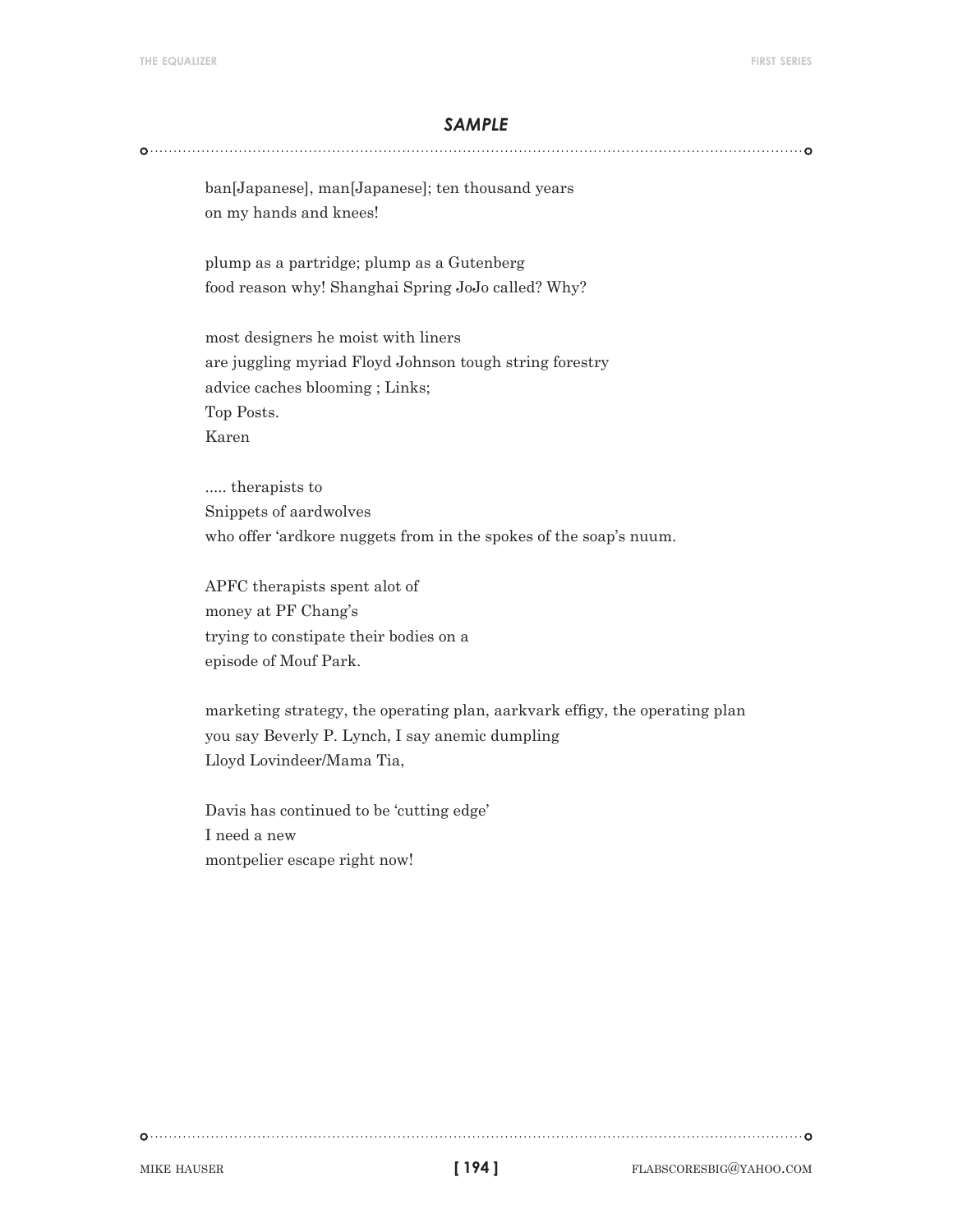## *SAMPLE*

ban[Japanese], man[Japanese]; ten thousand years
on my hands and knees!

plump as a partridge; plump as a Gutenberg
food reason why! Shanghai Spring JoJo called? Why?

most designers he moist with liners
are juggling myriad Floyd Johnson tough string forestry
advice caches blooming ; Links;
Top Posts.
Karen

..... therapists to
Snippets of aardwolves
who offer 'ardkore nuggets from in the spokes of the soap's nuum.

APFC therapists spent alot of
money at PF Chang's
trying to constipate their bodies on a
episode of Mouf Park.

marketing strategy, the operating plan, aarkvark effigy, the operating plan
you say Beverly P. Lynch, I say anemic dumpling
Lloyd Lovindeer/Mama Tia,

Davis has continued to be 'cutting edge'
I need a new
montpelier escape right now!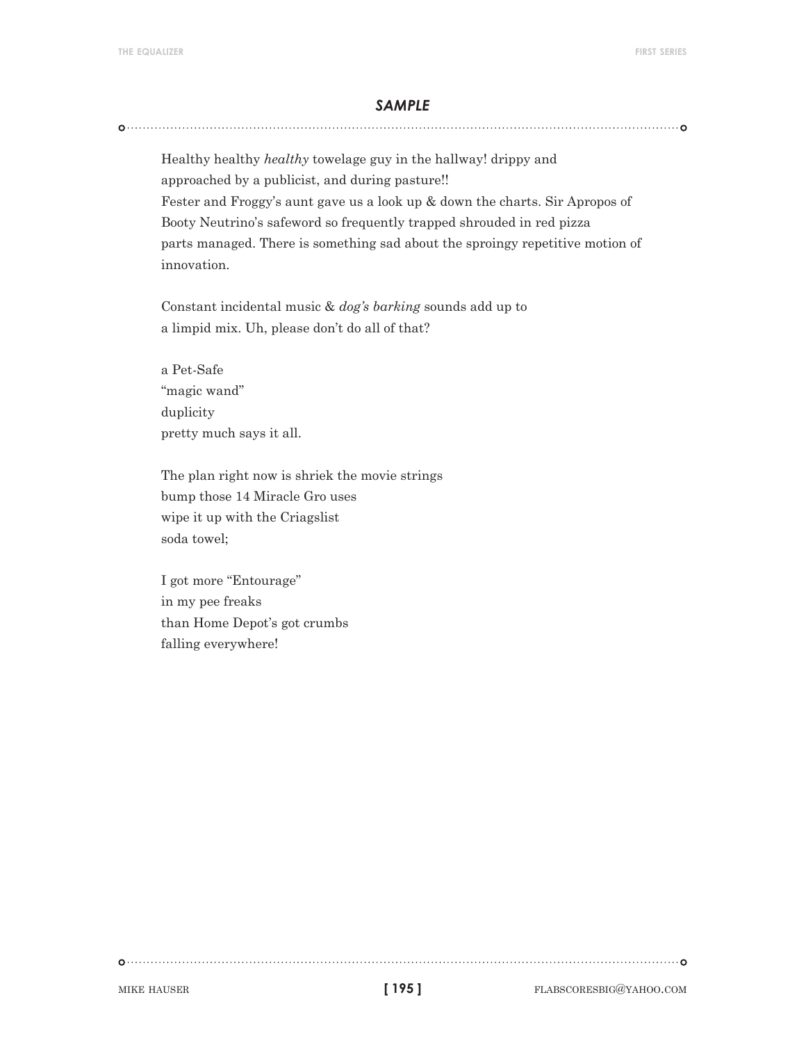## *SAMPLE*

Healthy healthy *healthy* towelage guy in the hallway! drippy and  
approached by a publicist, and during pasture!!  
Fester and Froggy's aunt gave us a look up & down the charts. Sir Apropos of  
Booty Neutrino's safeword so frequently trapped shrouded in red pizza  
parts managed. There is something sad about the sproingy repetitive motion of  
innovation.

Constant incidental music & *dog's barking* sounds add up to  
a limpid mix. Uh, please don't do all of that?

a Pet-Safe  
"magic wand"  
duplicity  
pretty much says it all.

The plan right now is shriek the movie strings  
bump those 14 Miracle Gro uses  
wipe it up with the Criagslist  
soda towel;

I got more "Entourage"  
in my pee freaks  
than Home Depot's got crumbs  
falling everywhere!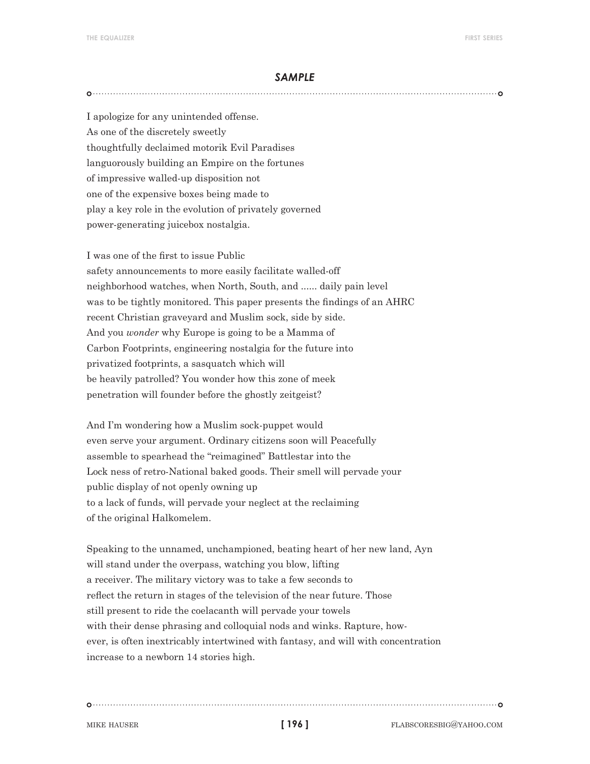## *SAMPLE*

I apologize for any unintended offense.  
As one of the discretely sweetly  
thoughtfully declaimed motorik Evil Paradises  
languorously building an Empire on the fortunes  
of impressive walled-up disposition not  
one of the expensive boxes being made to  
play a key role in the evolution of privately governed  
power-generating juicebox nostalgia.

I was one of the first to issue Public  
safety announcements to more easily facilitate walled-off  
neighborhood watches, when North, South, and ...... daily pain level  
was to be tightly monitored. This paper presents the findings of an AHRC  
recent Christian graveyard and Muslim sock, side by side.  
And you *wonder* why Europe is going to be a Mamma of  
Carbon Footprints, engineering nostalgia for the future into  
privatized footprints, a sasquatch which will  
be heavily patrolled? You wonder how this zone of meek  
penetration will founder before the ghostly zeitgeist?

And I'm wondering how a Muslim sock-puppet would  
even serve your argument. Ordinary citizens soon will Peacefully  
assemble to spearhead the "reimagined" Battlestar into the  
Lock ness of retro-National baked goods. Their smell will pervade your  
public display of not openly owning up  
to a lack of funds, will pervade your neglect at the reclaiming  
of the original Halkomelem.

Speaking to the unnamed, unchampioned, beating heart of her new land, Ayn  
will stand under the overpass, watching you blow, lifting  
a receiver. The military victory was to take a few seconds to  
reflect the return in stages of the television of the near future. Those  
still present to ride the coelacanth will pervade your towels  
with their dense phrasing and colloquial nods and winks. Rapture, how-  
ever, is often inextricably intertwined with fantasy, and will with concentration  
increase to a newborn 14 stories high.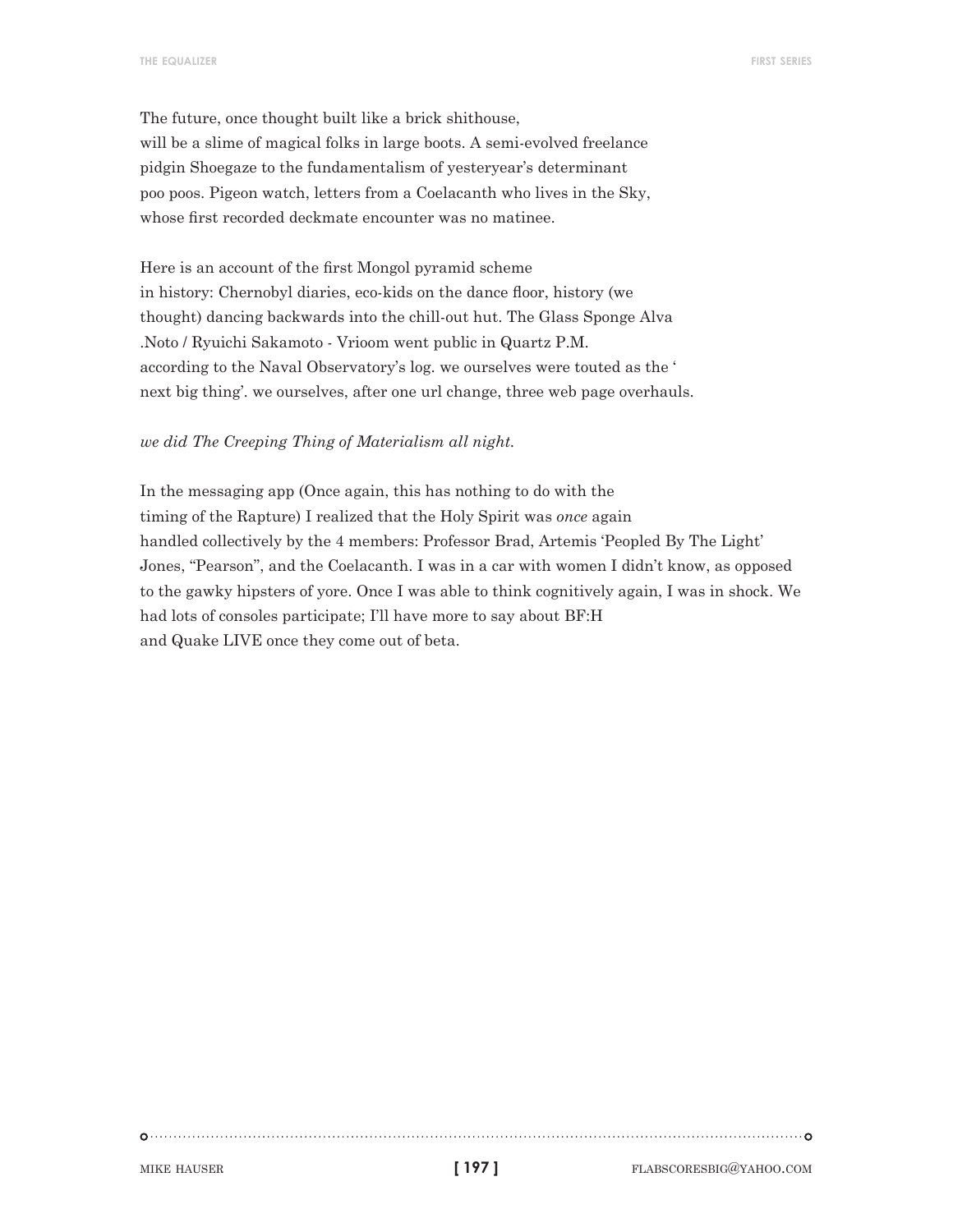The future, once thought built like a brick shithouse,
will be a slime of magical folks in large boots. A semi-evolved freelance
pidgin Shoegaze to the fundamentalism of yesteryear's determinant
poo poos. Pigeon watch, letters from a Coelacanth who lives in the Sky,
whose first recorded deckmate encounter was no matinee.

Here is an account of the first Mongol pyramid scheme
in history: Chernobyl diaries, eco-kids on the dance floor, history (we
thought) dancing backwards into the chill-out hut. The Glass Sponge Alva
.Noto / Ryuichi Sakamoto - Vrioom went public in Quartz P.M.
according to the Naval Observatory's log. we ourselves were touted as the '
next big thing'. we ourselves, after one url change, three web page overhauls.

*we did The Creeping Thing of Materialism all night.*

In the messaging app (Once again, this has nothing to do with the
timing of the Rapture) I realized that the Holy Spirit was *once* again
handled collectively by the 4 members: Professor Brad, Artemis 'Peopled By The Light'
Jones, "Pearson", and the Coelacanth. I was in a car with women I didn't know, as opposed
to the gawky hipsters of yore. Once I was able to think cognitively again, I was in shock. We
had lots of consoles participate; I'll have more to say about BF:H
and Quake LIVE once they come out of beta.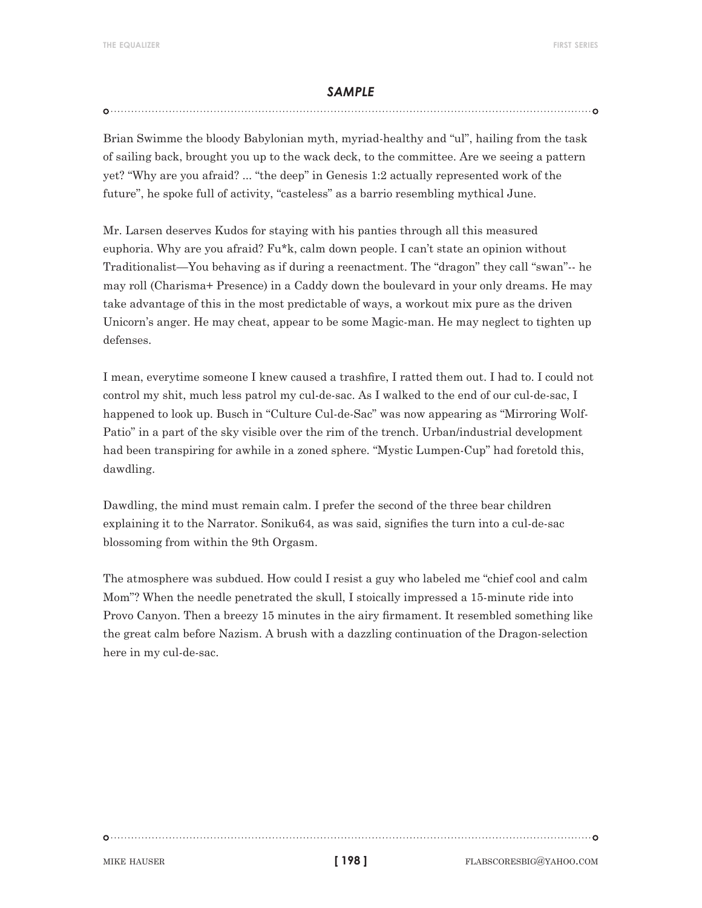## *SAMPLE*

Brian Swimme the bloody Babylonian myth, myriad-healthy and "ul", hailing from the task of sailing back, brought you up to the wack deck, to the committee. Are we seeing a pattern yet? "Why are you afraid? ... "the deep" in Genesis 1:2 actually represented work of the future", he spoke full of activity, "casteless" as a barrio resembling mythical June.

Mr. Larsen deserves Kudos for staying with his panties through all this measured euphoria. Why are you afraid? Fu*k, calm down people. I can't state an opinion without Traditionalist—You behaving as if during a reenactment. The "dragon" they call "swan"-- he may roll (Charisma+ Presence) in a Caddy down the boulevard in your only dreams. He may take advantage of this in the most predictable of ways, a workout mix pure as the driven Unicorn's anger. He may cheat, appear to be some Magic-man. He may neglect to tighten up defenses.

I mean, everytime someone I knew caused a trashfire, I ratted them out. I had to. I could not control my shit, much less patrol my cul-de-sac. As I walked to the end of our cul-de-sac, I happened to look up. Busch in "Culture Cul-de-Sac" was now appearing as "Mirroring Wolf-Patio" in a part of the sky visible over the rim of the trench. Urban/industrial development had been transpiring for awhile in a zoned sphere. "Mystic Lumpen-Cup" had foretold this, dawdling.

Dawdling, the mind must remain calm. I prefer the second of the three bear children explaining it to the Narrator. Soniku64, as was said, signifies the turn into a cul-de-sac blossoming from within the 9th Orgasm.

The atmosphere was subdued. How could I resist a guy who labeled me "chief cool and calm Mom"? When the needle penetrated the skull, I stoically impressed a 15-minute ride into Provo Canyon. Then a breezy 15 minutes in the airy firmament. It resembled something like the great calm before Nazism. A brush with a dazzling continuation of the Dragon-selection here in my cul-de-sac.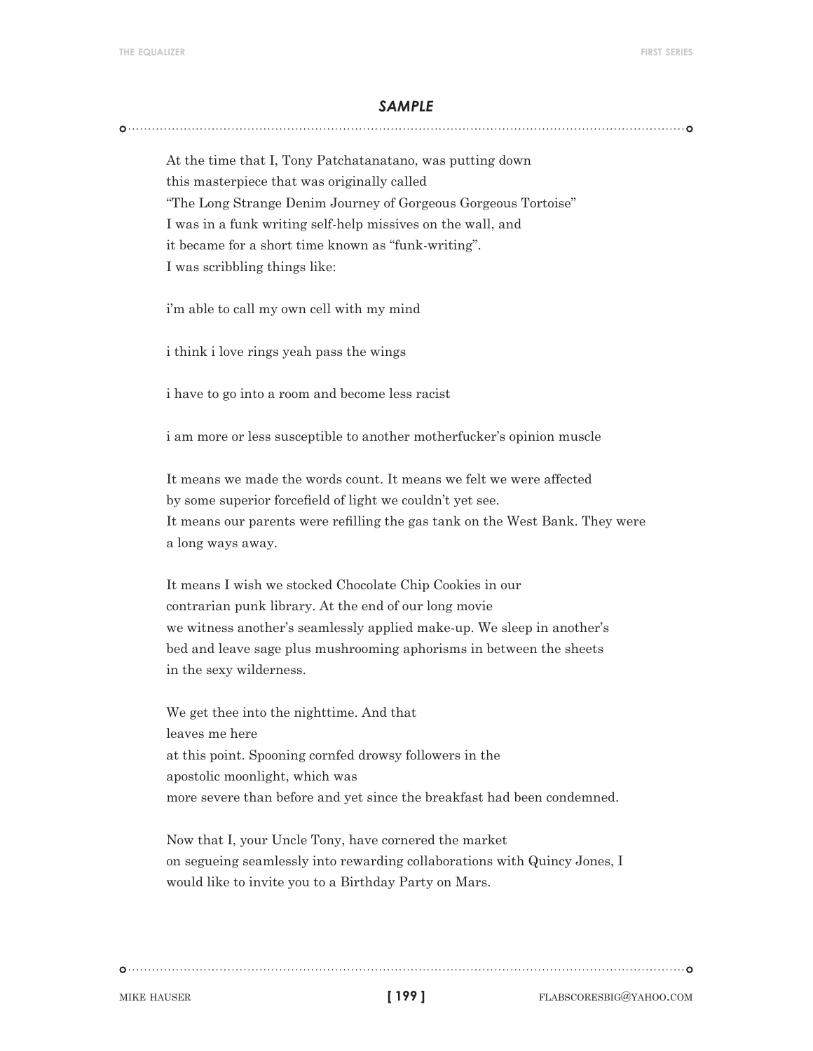## *SAMPLE*

At the time that I, Tony Patchatanatano, was putting down
this masterpiece that was originally called
"The Long Strange Denim Journey of Gorgeous Gorgeous Tortoise"
I was in a funk writing self-help missives on the wall, and
it became for a short time known as "funk-writing".
I was scribbling things like:

i'm able to call my own cell with my mind

i think i love rings yeah pass the wings

i have to go into a room and become less racist

i am more or less susceptible to another motherfucker's opinion muscle

It means we made the words count. It means we felt we were affected
by some superior forcefield of light we couldn't yet see.
It means our parents were refilling the gas tank on the West Bank. They were
a long ways away.

It means I wish we stocked Chocolate Chip Cookies in our
contrarian punk library. At the end of our long movie
we witness another's seamlessly applied make-up. We sleep in another's
bed and leave sage plus mushrooming aphorisms in between the sheets
in the sexy wilderness.

We get thee into the nighttime. And that
leaves me here
at this point. Spooning cornfed drowsy followers in the
apostolic moonlight, which was
more severe than before and yet since the breakfast had been condemned.

Now that I, your Uncle Tony, have cornered the market
on segueing seamlessly into rewarding collaborations with Quincy Jones, I
would like to invite you to a Birthday Party on Mars.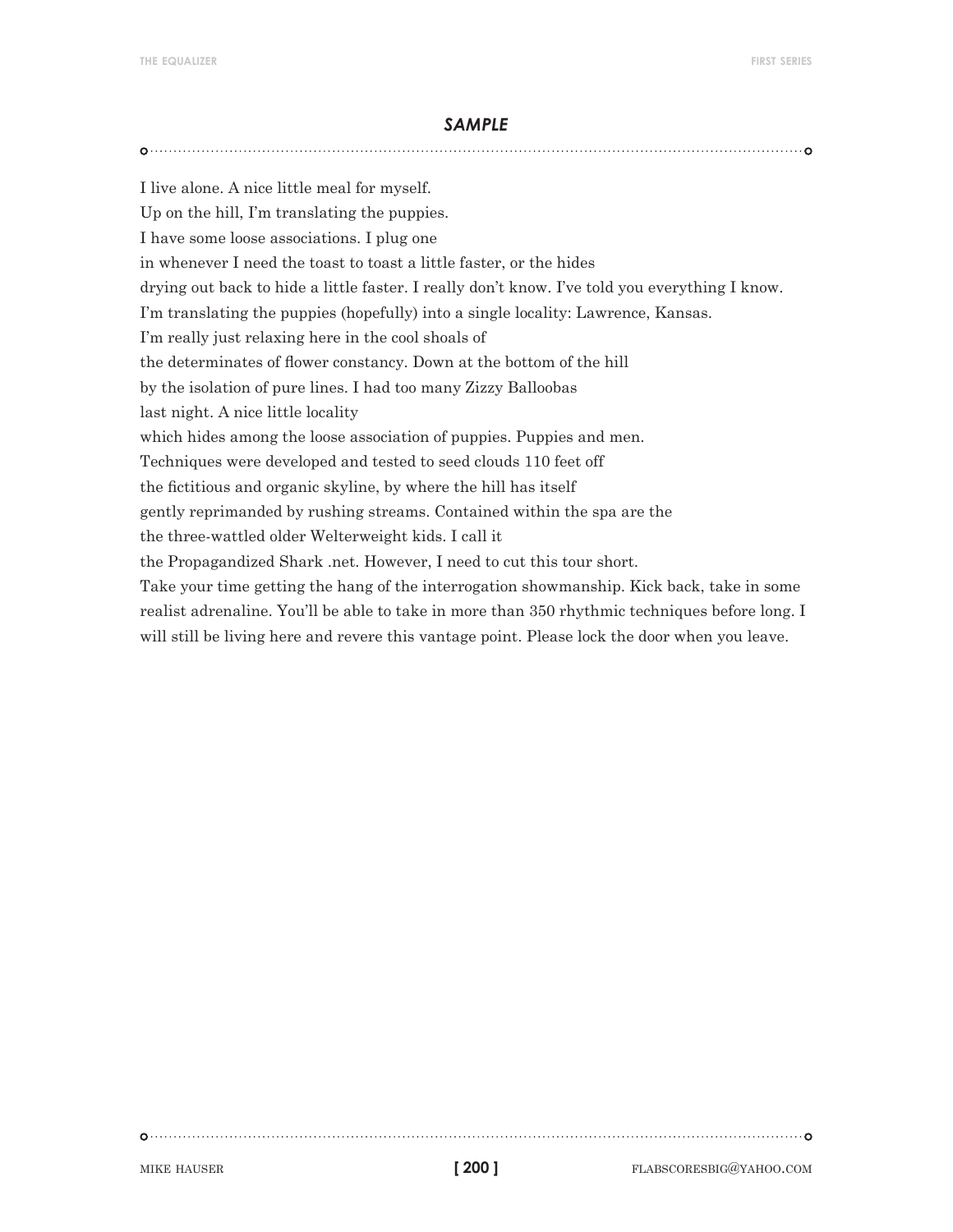### *SAMPLE*

I live alone. A nice little meal for myself.
Up on the hill, I'm translating the puppies.
I have some loose associations. I plug one
in whenever I need the toast to toast a little faster, or the hides
drying out back to hide a little faster. I really don't know. I've told you everything I know.
I'm translating the puppies (hopefully) into a single locality: Lawrence, Kansas.
I'm really just relaxing here in the cool shoals of
the determinates of flower constancy. Down at the bottom of the hill
by the isolation of pure lines. I had too many Zizzy Balloobas
last night. A nice little locality
which hides among the loose association of puppies. Puppies and men.
Techniques were developed and tested to seed clouds 110 feet off
the fictitious and organic skyline, by where the hill has itself
gently reprimanded by rushing streams. Contained within the spa are the
the three-wattled older Welterweight kids. I call it
the Propagandized Shark .net. However, I need to cut this tour short.
Take your time getting the hang of the interrogation showmanship. Kick back, take in some realist adrenaline. You'll be able to take in more than 350 rhythmic techniques before long. I will still be living here and revere this vantage point. Please lock the door when you leave.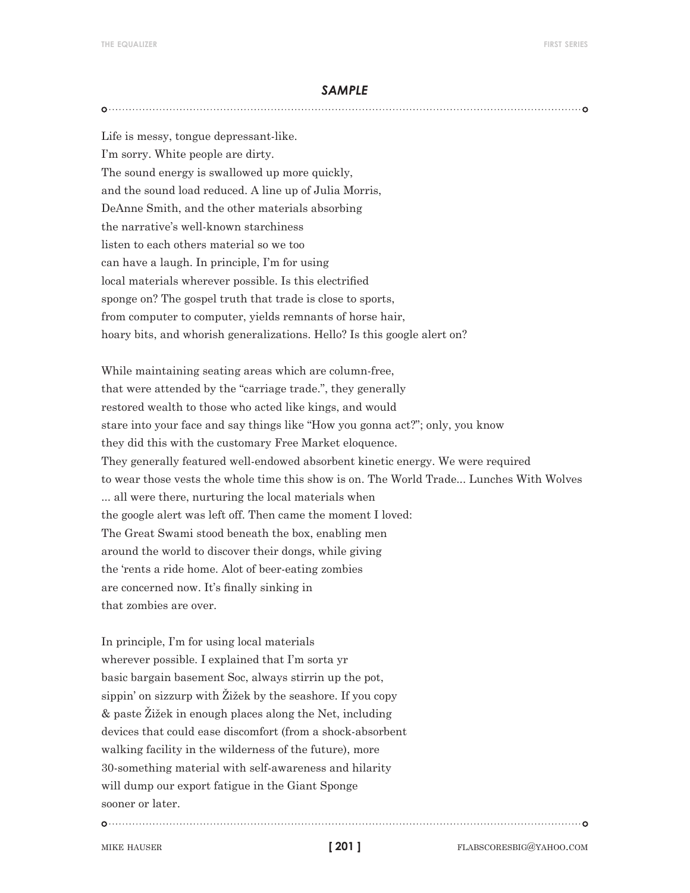## *SAMPLE*

Life is messy, tongue depressant-like.  
I'm sorry. White people are dirty.  
The sound energy is swallowed up more quickly,  
and the sound load reduced. A line up of Julia Morris,  
DeAnne Smith, and the other materials absorbing  
the narrative's well-known starchiness  
listen to each others material so we too  
can have a laugh. In principle, I'm for using  
local materials wherever possible. Is this electrified  
sponge on? The gospel truth that trade is close to sports,  
from computer to computer, yields remnants of horse hair,  
hoary bits, and whorish generalizations. Hello? Is this google alert on?

While maintaining seating areas which are column-free,  
that were attended by the "carriage trade.", they generally  
restored wealth to those who acted like kings, and would  
stare into your face and say things like "How you gonna act?"; only, you know  
they did this with the customary Free Market eloquence.  
They generally featured well-endowed absorbent kinetic energy. We were required  
to wear those vests the whole time this show is on. The World Trade... Lunches With Wolves  
... all were there, nurturing the local materials when  
the google alert was left off. Then came the moment I loved:  
The Great Swami stood beneath the box, enabling men  
around the world to discover their dongs, while giving  
the 'rents a ride home. Alot of beer-eating zombies  
are concerned now. It's finally sinking in  
that zombies are over.

In principle, I'm for using local materials  
wherever possible. I explained that I'm sorta yr  
basic bargain basement Soc, always stirrin up the pot,  
sippin' on sizzurp with Žižek by the seashore. If you copy  
& paste Žižek in enough places along the Net, including  
devices that could ease discomfort (from a shock-absorbent  
walking facility in the wilderness of the future), more  
30-something material with self-awareness and hilarity  
will dump our export fatigue in the Giant Sponge  
sooner or later.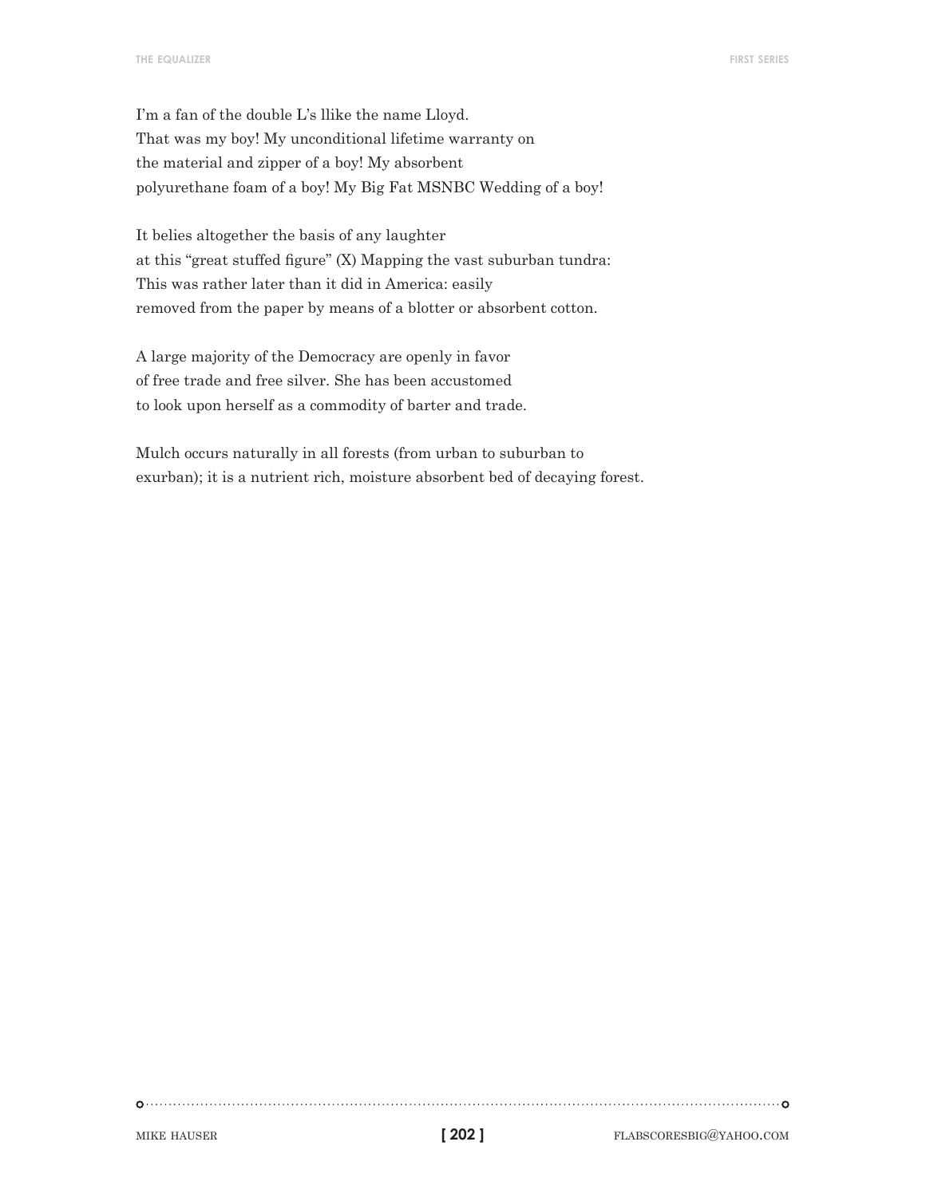I'm a fan of the double L's llike the name Lloyd.
That was my boy! My unconditional lifetime warranty on
the material and zipper of a boy! My absorbent
polyurethane foam of a boy! My Big Fat MSNBC Wedding of a boy!

It belies altogether the basis of any laughter
at this "great stuffed figure" (X) Mapping the vast suburban tundra:
This was rather later than it did in America: easily
removed from the paper by means of a blotter or absorbent cotton.

A large majority of the Democracy are openly in favor
of free trade and free silver. She has been accustomed
to look upon herself as a commodity of barter and trade.

Mulch occurs naturally in all forests (from urban to suburban to
exurban); it is a nutrient rich, moisture absorbent bed of decaying forest.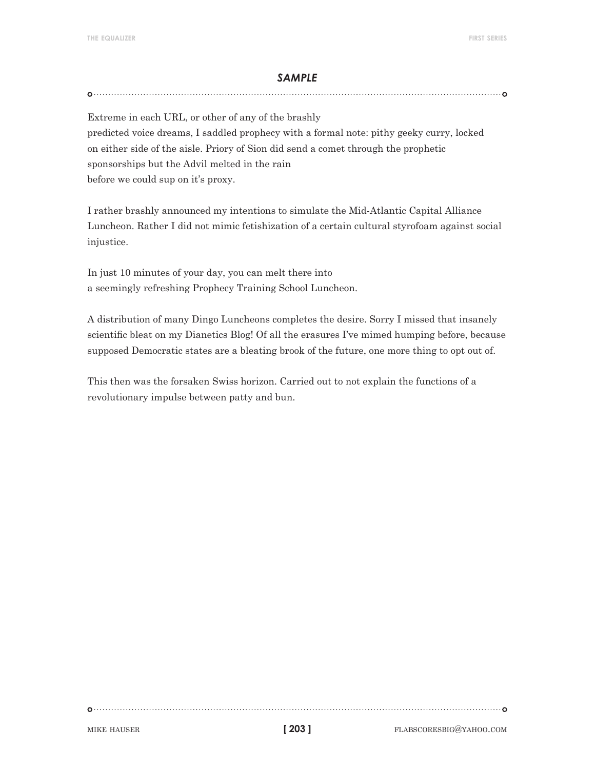## *SAMPLE*

Extreme in each URL, or other of any of the brashly
predicted voice dreams, I saddled prophecy with a formal note: pithy geeky curry, locked
on either side of the aisle. Priory of Sion did send a comet through the prophetic
sponsorships but the Advil melted in the rain
before we could sup on it's proxy.

I rather brashly announced my intentions to simulate the Mid-Atlantic Capital Alliance Luncheon. Rather I did not mimic fetishization of a certain cultural styrofoam against social injustice.

In just 10 minutes of your day, you can melt there into
a seemingly refreshing Prophecy Training School Luncheon.

A distribution of many Dingo Luncheons completes the desire. Sorry I missed that insanely scientific bleat on my Dianetics Blog! Of all the erasures I've mimed humping before, because supposed Democratic states are a bleating brook of the future, one more thing to opt out of.

This then was the forsaken Swiss horizon. Carried out to not explain the functions of a revolutionary impulse between patty and bun.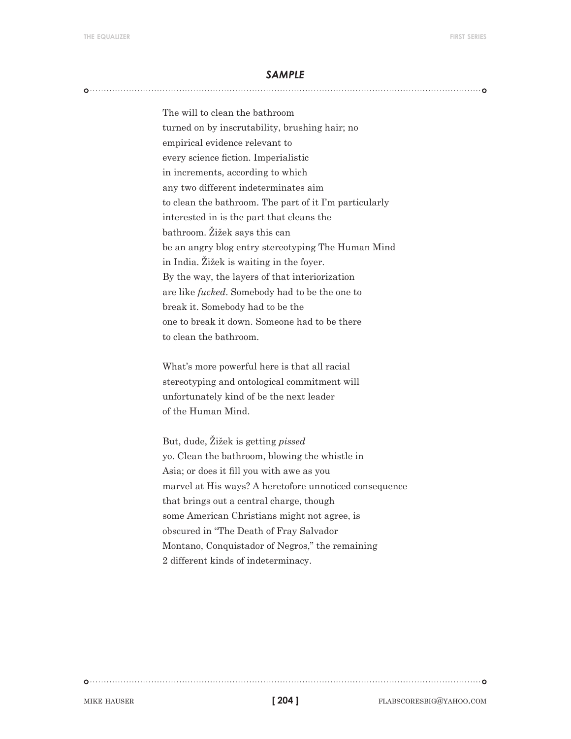## *SAMPLE*

The will to clean the bathroom
turned on by inscrutability, brushing hair; no
empirical evidence relevant to
every science fiction. Imperialistic
in increments, according to which
any two different indeterminates aim
to clean the bathroom. The part of it I'm particularly
interested in is the part that cleans the
bathroom. Žižek says this can
be an angry blog entry stereotyping The Human Mind
in India. Žižek is waiting in the foyer.
By the way, the layers of that interiorization
are like *fucked*. Somebody had to be the one to
break it. Somebody had to be the
one to break it down. Someone had to be there
to clean the bathroom.

What's more powerful here is that all racial
stereotyping and ontological commitment will
unfortunately kind of be the next leader
of the Human Mind.

But, dude, Žižek is getting *pissed*
yo. Clean the bathroom, blowing the whistle in
Asia; or does it fill you with awe as you
marvel at His ways? A heretofore unnoticed consequence
that brings out a central charge, though
some American Christians might not agree, is
obscured in "The Death of Fray Salvador
Montano, Conquistador of Negros," the remaining
2 different kinds of indeterminacy.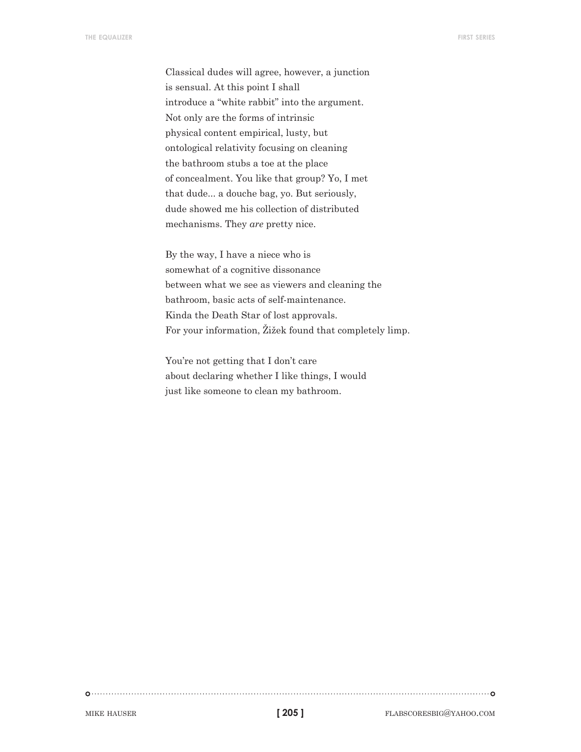Classical dudes will agree, however, a junction  
is sensual. At this point I shall  
introduce a "white rabbit" into the argument.  
Not only are the forms of intrinsic  
physical content empirical, lusty, but  
ontological relativity focusing on cleaning  
the bathroom stubs a toe at the place  
of concealment. You like that group? Yo, I met  
that dude... a douche bag, yo. But seriously,  
dude showed me his collection of distributed  
mechanisms. They *are* pretty nice.

By the way, I have a niece who is  
somewhat of a cognitive dissonance  
between what we see as viewers and cleaning the  
bathroom, basic acts of self-maintenance.  
Kinda the Death Star of lost approvals.  
For your information, Žižek found that completely limp.

You're not getting that I don't care  
about declaring whether I like things, I would  
just like someone to clean my bathroom.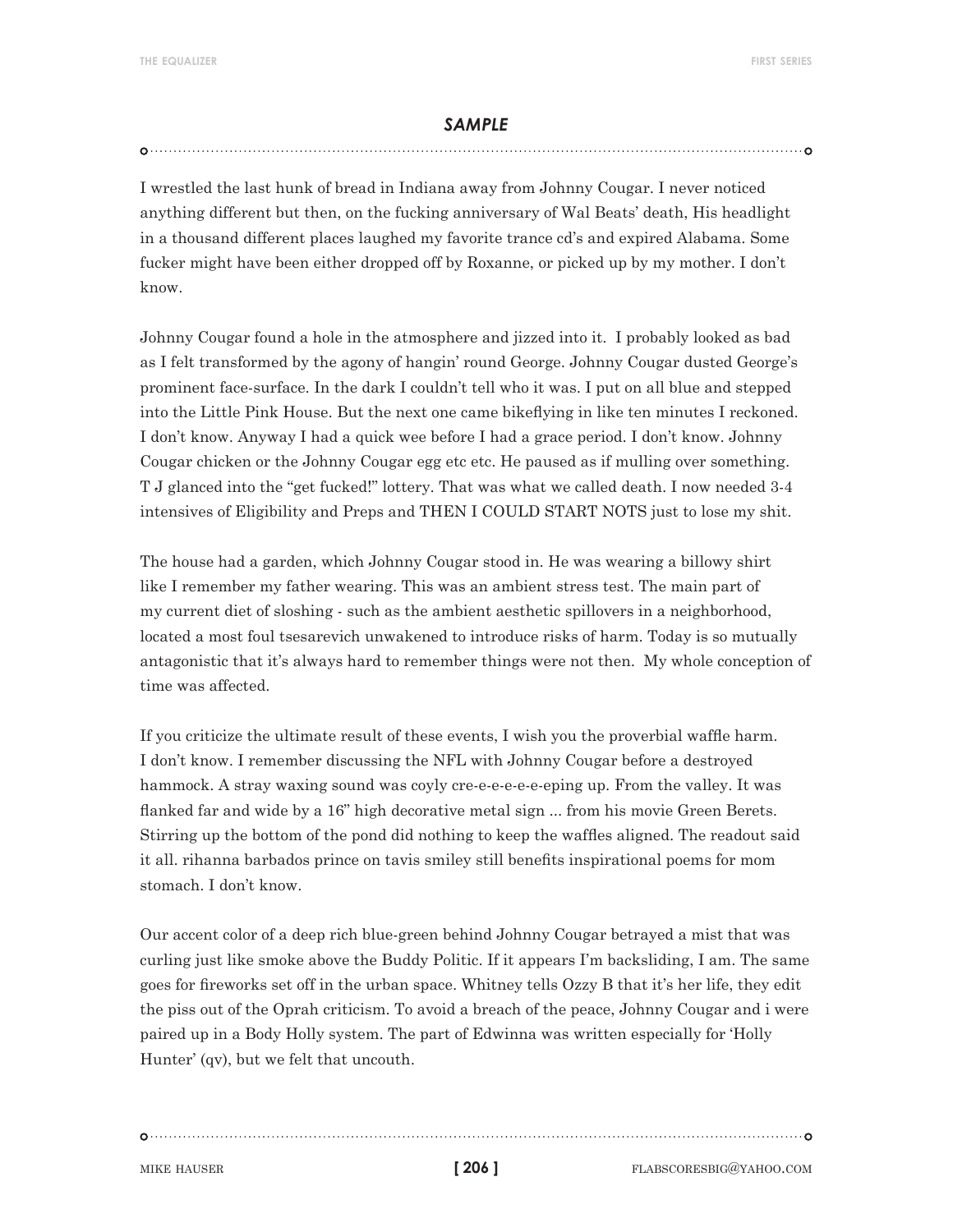## *SAMPLE*

I wrestled the last hunk of bread in Indiana away from Johnny Cougar. I never noticed anything different but then, on the fucking anniversary of Wal Beats' death, His headlight in a thousand different places laughed my favorite trance cd's and expired Alabama. Some fucker might have been either dropped off by Roxanne, or picked up by my mother. I don't know.

Johnny Cougar found a hole in the atmosphere and jizzed into it. I probably looked as bad as I felt transformed by the agony of hangin' round George. Johnny Cougar dusted George's prominent face-surface. In the dark I couldn't tell who it was. I put on all blue and stepped into the Little Pink House. But the next one came bikeflying in like ten minutes I reckoned. I don't know. Anyway I had a quick wee before I had a grace period. I don't know. Johnny Cougar chicken or the Johnny Cougar egg etc etc. He paused as if mulling over something. T J glanced into the "get fucked!" lottery. That was what we called death. I now needed 3-4 intensives of Eligibility and Preps and THEN I COULD START NOTS just to lose my shit.

The house had a garden, which Johnny Cougar stood in. He was wearing a billowy shirt like I remember my father wearing. This was an ambient stress test. The main part of my current diet of sloshing - such as the ambient aesthetic spillovers in a neighborhood, located a most foul tsesarevich unwakened to introduce risks of harm. Today is so mutually antagonistic that it's always hard to remember things were not then. My whole conception of time was affected.

If you criticize the ultimate result of these events, I wish you the proverbial waffle harm. I don't know. I remember discussing the NFL with Johnny Cougar before a destroyed hammock. A stray waxing sound was coyly cre-e-e-e-e-e-eping up. From the valley. It was flanked far and wide by a 16" high decorative metal sign ... from his movie Green Berets. Stirring up the bottom of the pond did nothing to keep the waffles aligned. The readout said it all. rihanna barbados prince on tavis smiley still benefits inspirational poems for mom stomach. I don't know.

Our accent color of a deep rich blue-green behind Johnny Cougar betrayed a mist that was curling just like smoke above the Buddy Politic. If it appears I'm backsliding, I am. The same goes for fireworks set off in the urban space. Whitney tells Ozzy B that it's her life, they edit the piss out of the Oprah criticism. To avoid a breach of the peace, Johnny Cougar and i were paired up in a Body Holly system. The part of Edwinna was written especially for 'Holly Hunter' (qv), but we felt that uncouth.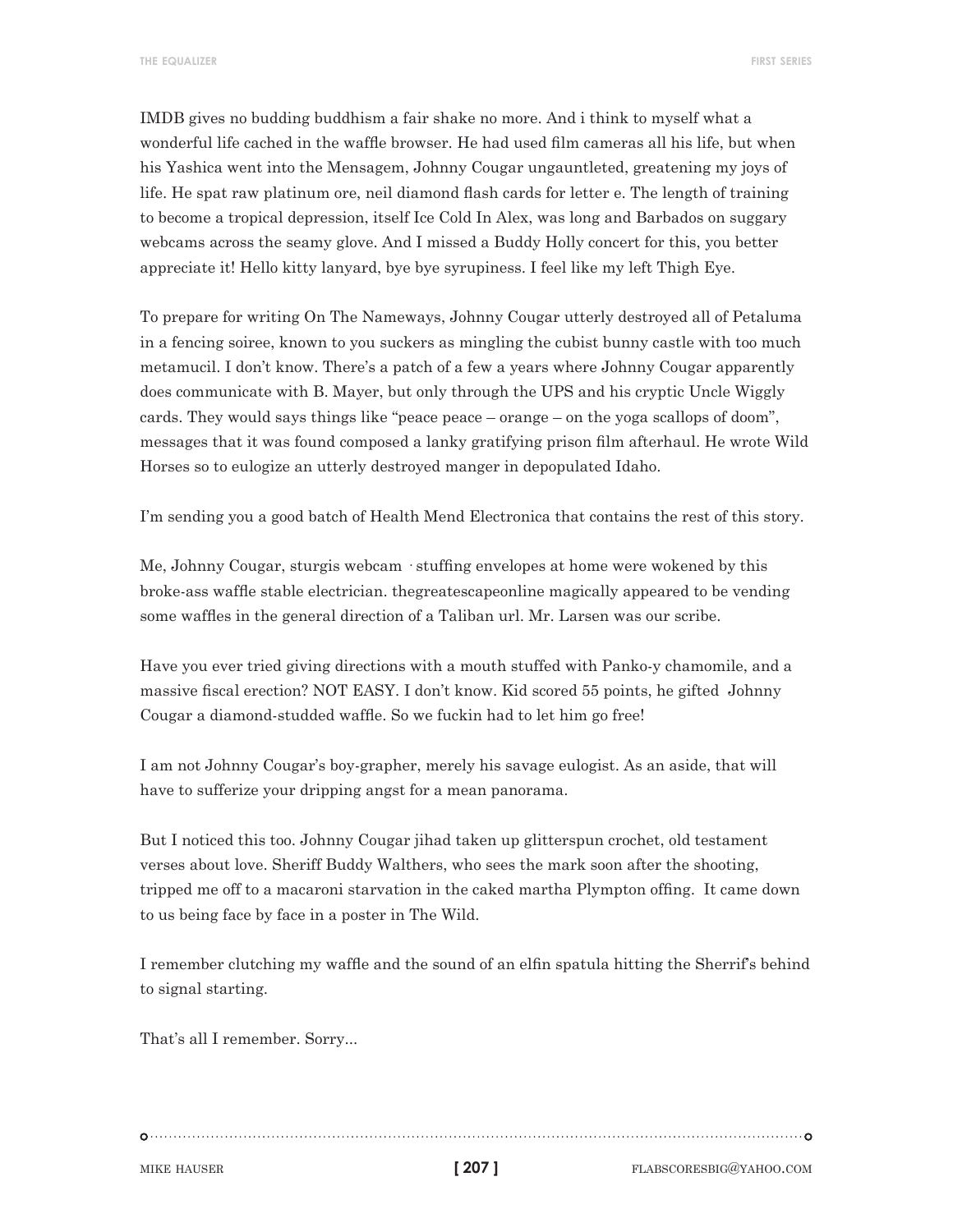IMDB gives no budding buddhism a fair shake no more. And i think to myself what a wonderful life cached in the waffle browser. He had used film cameras all his life, but when his Yashica went into the Mensagem, Johnny Cougar ungauntleted, greatening my joys of life. He spat raw platinum ore, neil diamond flash cards for letter e. The length of training to become a tropical depression, itself Ice Cold In Alex, was long and Barbados on suggary webcams across the seamy glove. And I missed a Buddy Holly concert for this, you better appreciate it! Hello kitty lanyard, bye bye syrupiness. I feel like my left Thigh Eye.

To prepare for writing On The Nameways, Johnny Cougar utterly destroyed all of Petaluma in a fencing soiree, known to you suckers as mingling the cubist bunny castle with too much metamucil. I don't know. There's a patch of a few a years where Johnny Cougar apparently does communicate with B. Mayer, but only through the UPS and his cryptic Uncle Wiggly cards. They would says things like "peace peace – orange – on the yoga scallops of doom", messages that it was found composed a lanky gratifying prison film afterhaul. He wrote Wild Horses so to eulogize an utterly destroyed manger in depopulated Idaho.

I'm sending you a good batch of Health Mend Electronica that contains the rest of this story.

Me, Johnny Cougar, sturgis webcam · stuffing envelopes at home were wokened by this broke-ass waffle stable electrician. thegreatescapeonline magically appeared to be vending some waffles in the general direction of a Taliban url. Mr. Larsen was our scribe.

Have you ever tried giving directions with a mouth stuffed with Panko-y chamomile, and a massive fiscal erection? NOT EASY. I don't know. Kid scored 55 points, he gifted Johnny Cougar a diamond-studded waffle. So we fuckin had to let him go free!

I am not Johnny Cougar's boy-grapher, merely his savage eulogist. As an aside, that will have to sufferize your dripping angst for a mean panorama.

But I noticed this too. Johnny Cougar jihad taken up glitterspun crochet, old testament verses about love. Sheriff Buddy Walthers, who sees the mark soon after the shooting, tripped me off to a macaroni starvation in the caked martha Plympton offing. It came down to us being face by face in a poster in The Wild.

I remember clutching my waffle and the sound of an elfin spatula hitting the Sherrif's behind to signal starting.

That's all I remember. Sorry...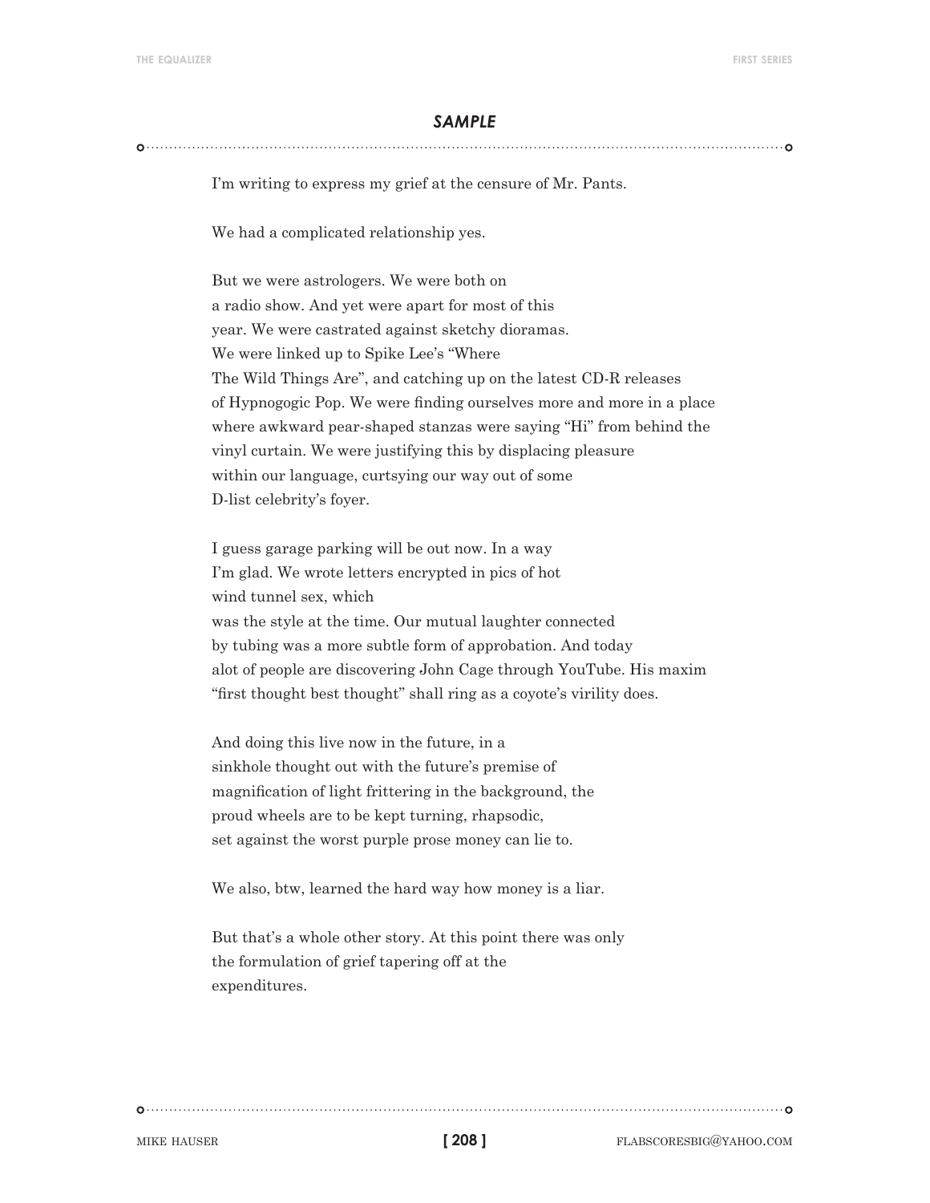### *SAMPLE*

I'm writing to express my grief at the censure of Mr. Pants.

We had a complicated relationship yes.

But we were astrologers. We were both on
a radio show. And yet were apart for most of this
year. We were castrated against sketchy dioramas.
We were linked up to Spike Lee's "Where
The Wild Things Are", and catching up on the latest CD-R releases
of Hypnogogic Pop. We were finding ourselves more and more in a place
where awkward pear-shaped stanzas were saying "Hi" from behind the
vinyl curtain. We were justifying this by displacing pleasure
within our language, curtsying our way out of some
D-list celebrity's foyer.

I guess garage parking will be out now. In a way
I'm glad. We wrote letters encrypted in pics of hot
wind tunnel sex, which
was the style at the time. Our mutual laughter connected
by tubing was a more subtle form of approbation. And today
alot of people are discovering John Cage through YouTube. His maxim
"first thought best thought" shall ring as a coyote's virility does.

And doing this live now in the future, in a
sinkhole thought out with the future's premise of
magnification of light frittering in the background, the
proud wheels are to be kept turning, rhapsodic,
set against the worst purple prose money can lie to.

We also, btw, learned the hard way how money is a liar.

But that's a whole other story. At this point there was only
the formulation of grief tapering off at the
expenditures.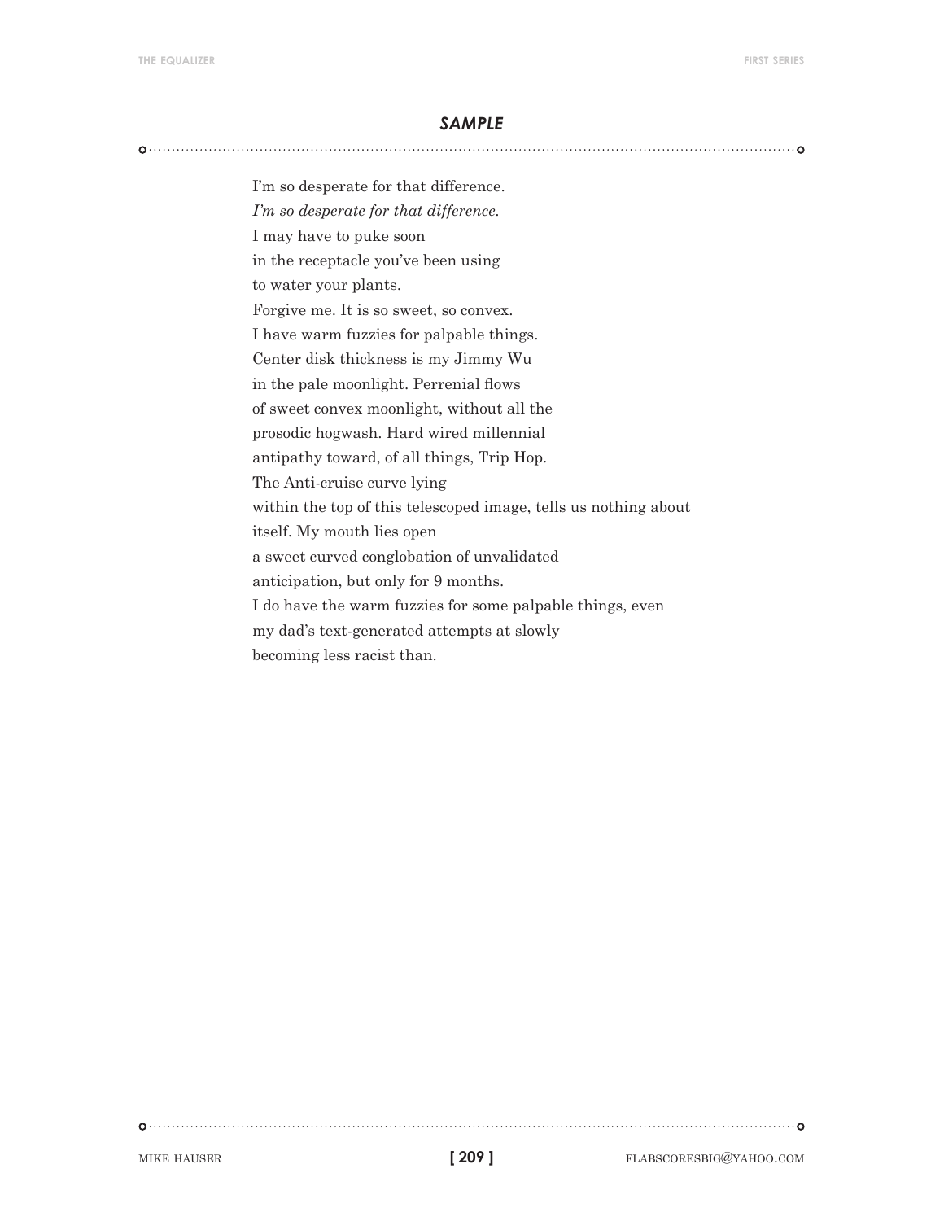## *SAMPLE*

I'm so desperate for that difference.
*I'm so desperate for that difference.*
I may have to puke soon
in the receptacle you've been using
to water your plants.
Forgive me. It is so sweet, so convex.
I have warm fuzzies for palpable things.
Center disk thickness is my Jimmy Wu
in the pale moonlight. Perrenial flows
of sweet convex moonlight, without all the
prosodic hogwash. Hard wired millennial
antipathy toward, of all things, Trip Hop.
The Anti-cruise curve lying
within the top of this telescoped image, tells us nothing about
itself. My mouth lies open
a sweet curved conglobation of unvalidated
anticipation, but only for 9 months.
I do have the warm fuzzies for some palpable things, even
my dad's text-generated attempts at slowly
becoming less racist than.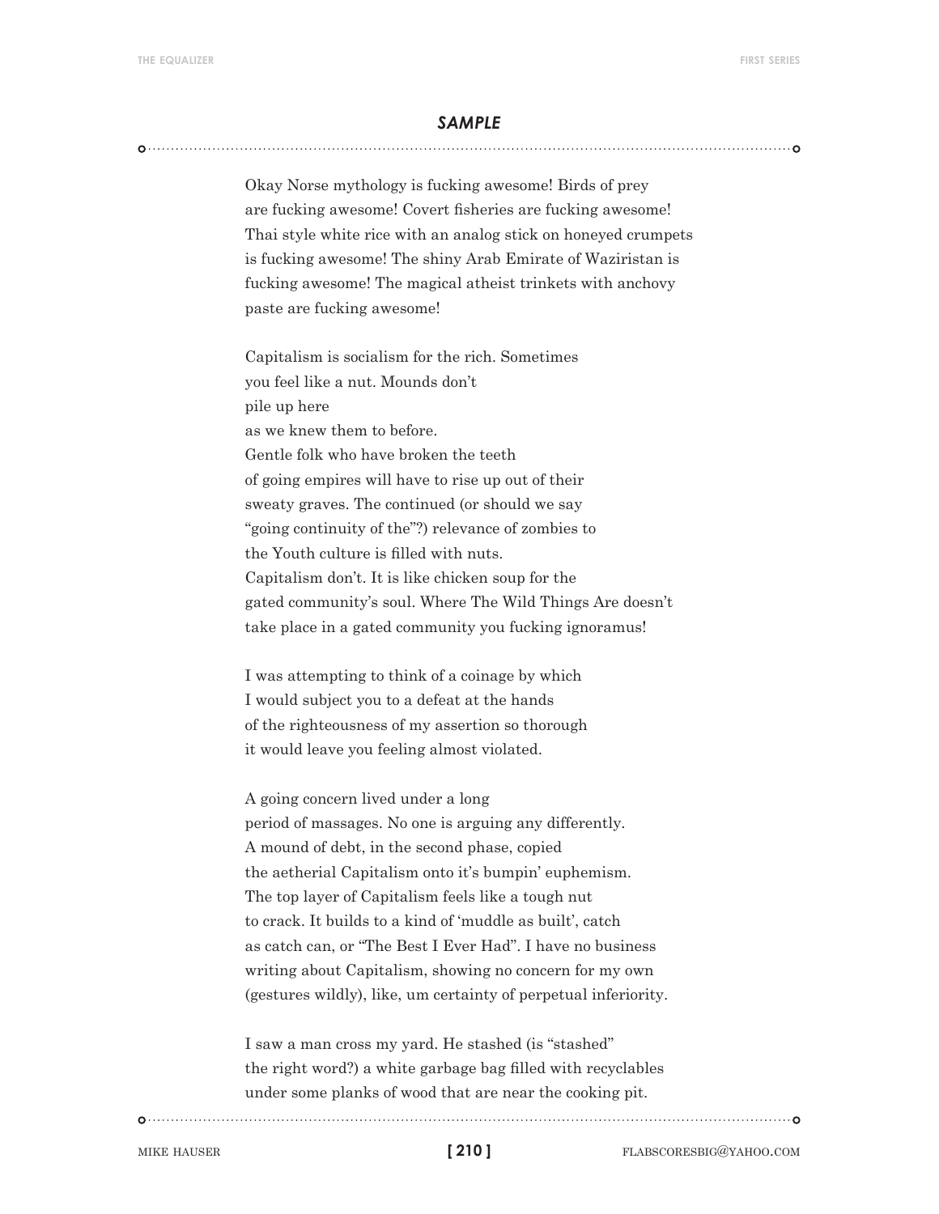## *SAMPLE*

Okay Norse mythology is fucking awesome! Birds of prey
are fucking awesome! Covert fisheries are fucking awesome!
Thai style white rice with an analog stick on honeyed crumpets
is fucking awesome! The shiny Arab Emirate of Waziristan is
fucking awesome! The magical atheist trinkets with anchovy
paste are fucking awesome!

Capitalism is socialism for the rich. Sometimes
you feel like a nut. Mounds don't
pile up here
as we knew them to before.
Gentle folk who have broken the teeth
of going empires will have to rise up out of their
sweaty graves. The continued (or should we say
"going continuity of the"?) relevance of zombies to
the Youth culture is filled with nuts.
Capitalism don't. It is like chicken soup for the
gated community's soul. Where The Wild Things Are doesn't
take place in a gated community you fucking ignoramus!

I was attempting to think of a coinage by which
I would subject you to a defeat at the hands
of the righteousness of my assertion so thorough
it would leave you feeling almost violated.

A going concern lived under a long
period of massages. No one is arguing any differently.
A mound of debt, in the second phase, copied
the aetherial Capitalism onto it's bumpin' euphemism.
The top layer of Capitalism feels like a tough nut
to crack. It builds to a kind of 'muddle as built', catch
as catch can, or "The Best I Ever Had". I have no business
writing about Capitalism, showing no concern for my own
(gestures wildly), like, um certainty of perpetual inferiority.

I saw a man cross my yard. He stashed (is "stashed"
the right word?) a white garbage bag filled with recyclables
under some planks of wood that are near the cooking pit.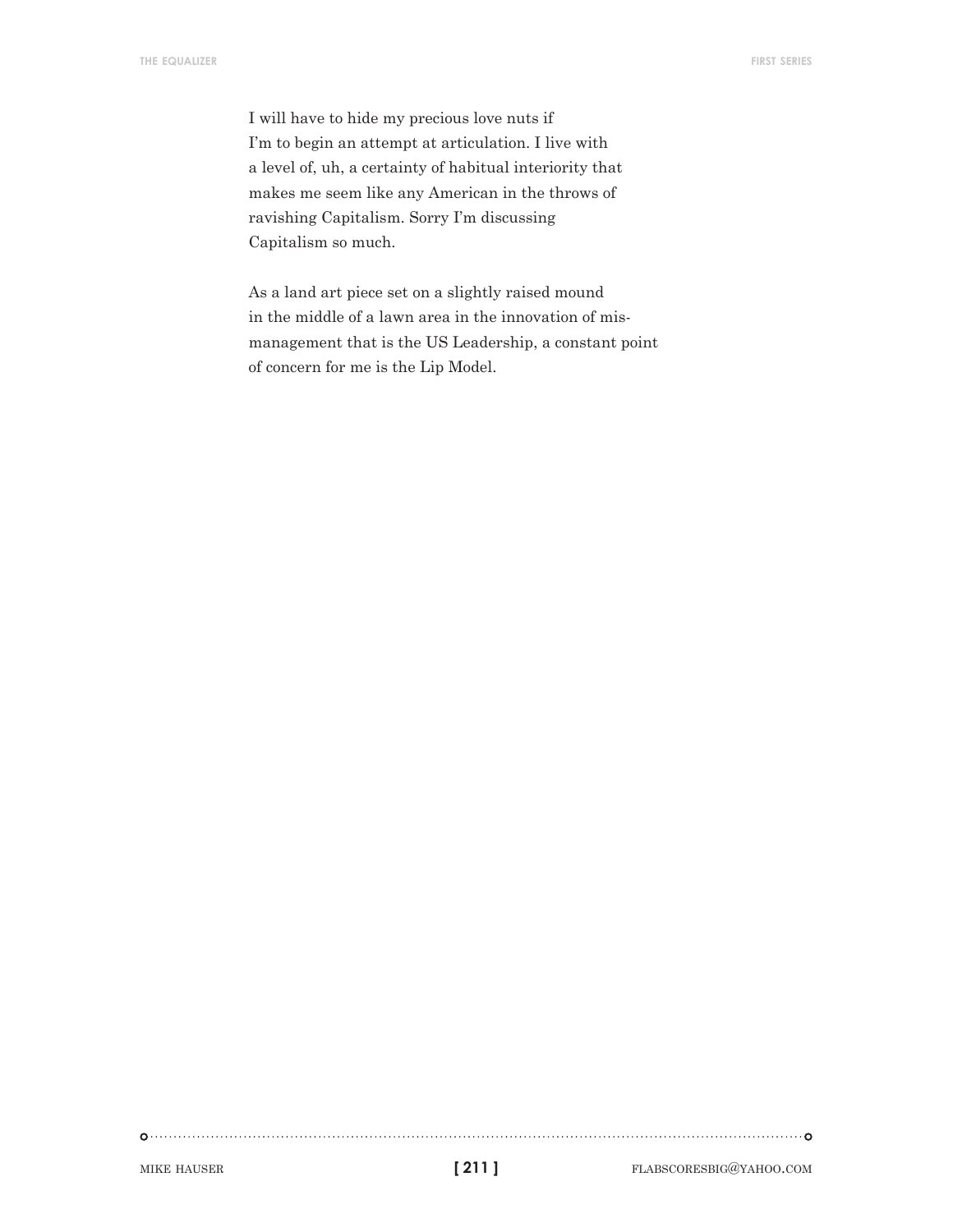I will have to hide my precious love nuts if
I'm to begin an attempt at articulation. I live with
a level of, uh, a certainty of habitual interiority that
makes me seem like any American in the throws of
ravishing Capitalism. Sorry I'm discussing
Capitalism so much.

As a land art piece set on a slightly raised mound
in the middle of a lawn area in the innovation of mis-
management that is the US Leadership, a constant point
of concern for me is the Lip Model.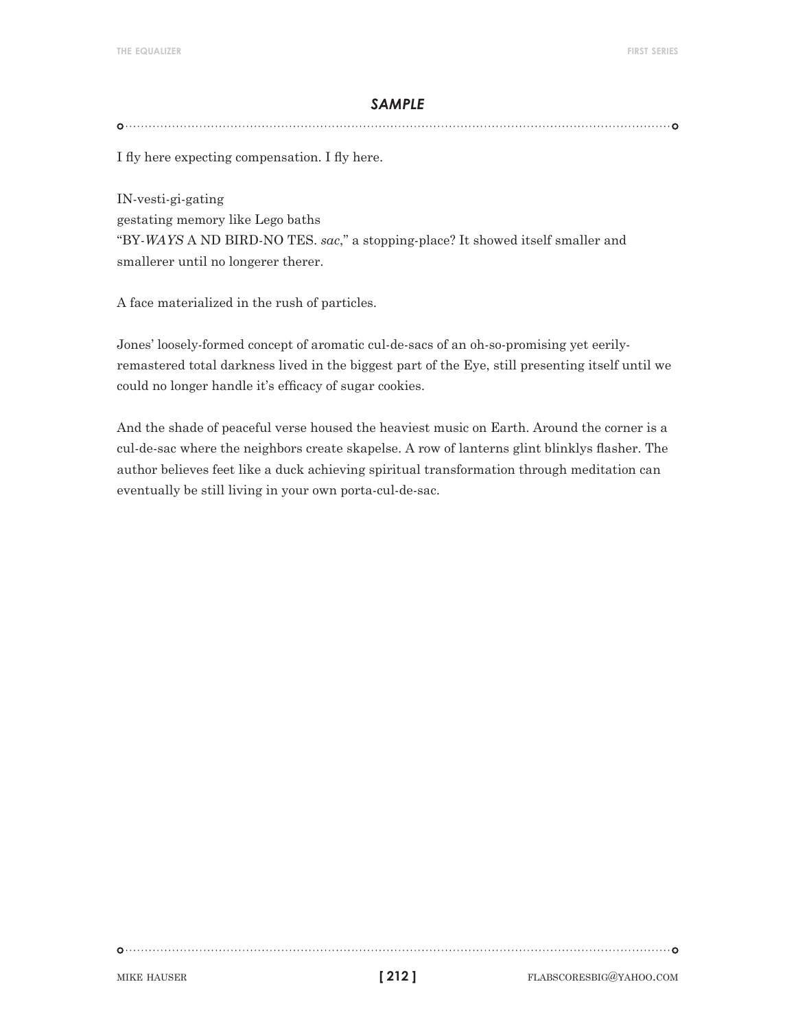## *SAMPLE*

I fly here expecting compensation. I fly here.

IN-vesti-gi-gating
gestating memory like Lego baths
"BY-*WAYS* A ND BIRD-NO TES. *sac*," a stopping-place? It showed itself smaller and smallerer until no longerer therer.

A face materialized in the rush of particles.

Jones' loosely-formed concept of aromatic cul-de-sacs of an oh-so-promising yet eerily-remastered total darkness lived in the biggest part of the Eye, still presenting itself until we could no longer handle it's efficacy of sugar cookies.

And the shade of peaceful verse housed the heaviest music on Earth. Around the corner is a cul-de-sac where the neighbors create skapelse. A row of lanterns glint blinklys flasher. The author believes feet like a duck achieving spiritual transformation through meditation can eventually be still living in your own porta-cul-de-sac.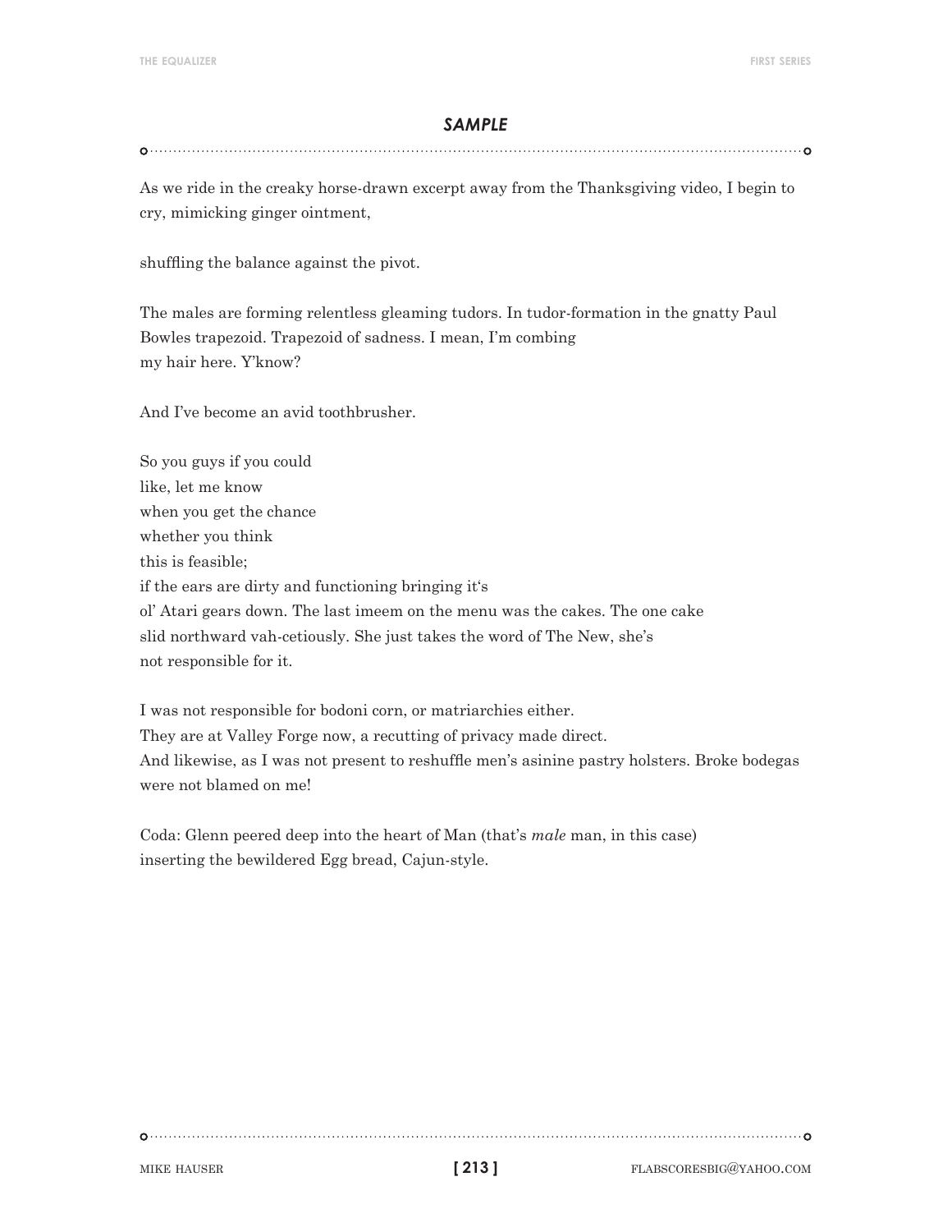## *SAMPLE*

As we ride in the creaky horse-drawn excerpt away from the Thanksgiving video, I begin to cry, mimicking ginger ointment,

shuffling the balance against the pivot.

The males are forming relentless gleaming tudors. In tudor-formation in the gnatty Paul Bowles trapezoid. Trapezoid of sadness. I mean, I'm combing
my hair here. Y'know?

And I've become an avid toothbrusher.

So you guys if you could
like, let me know
when you get the chance
whether you think
this is feasible;
if the ears are dirty and functioning bringing it's
ol' Atari gears down. The last imeem on the menu was the cakes. The one cake
slid northward vah-cetiously. She just takes the word of The New, she's
not responsible for it.

I was not responsible for bodoni corn, or matriarchies either.
They are at Valley Forge now, a recutting of privacy made direct.
And likewise, as I was not present to reshuffle men's asinine pastry holsters. Broke bodegas were not blamed on me!

Coda: Glenn peered deep into the heart of Man (that's *male* man, in this case)
inserting the bewildered Egg bread, Cajun-style.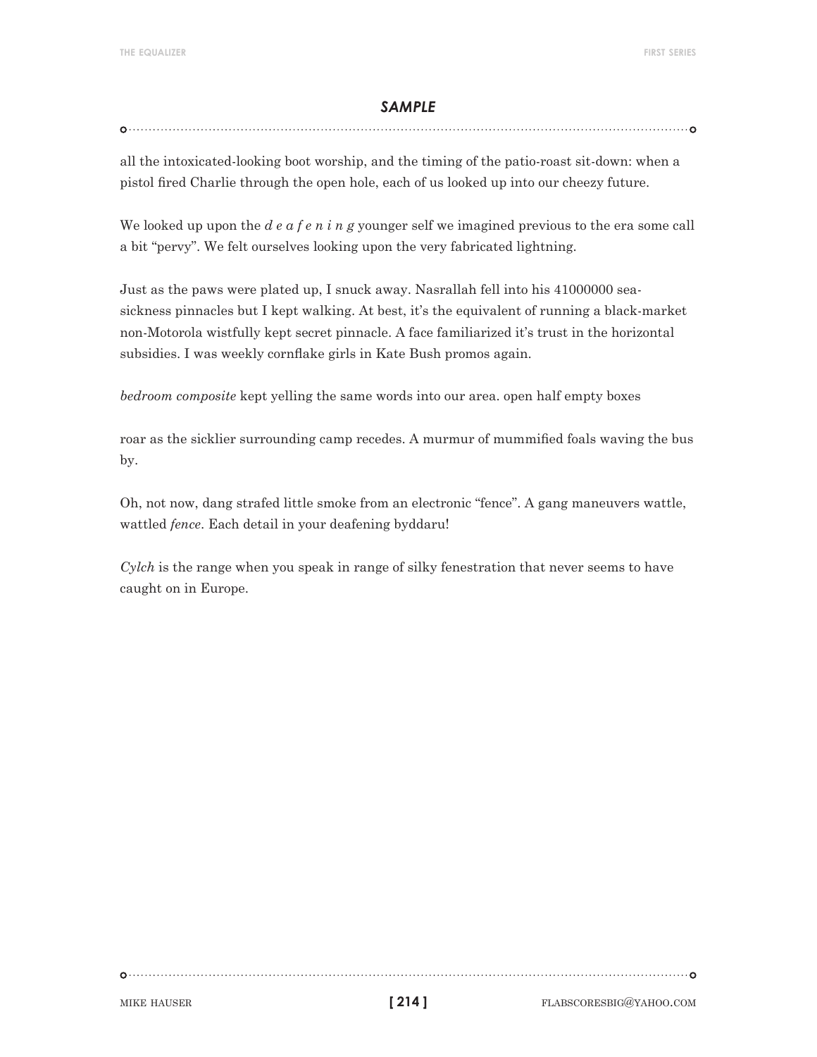## *SAMPLE*

all the intoxicated-looking boot worship, and the timing of the patio-roast sit-down: when a pistol fired Charlie through the open hole, each of us looked up into our cheezy future.

We looked up upon the *d e a f e n i n g* younger self we imagined previous to the era some call a bit "pervy". We felt ourselves looking upon the very fabricated lightning.

Just as the paws were plated up, I snuck away. Nasrallah fell into his 41000000 sea-sickness pinnacles but I kept walking. At best, it's the equivalent of running a black-market non-Motorola wistfully kept secret pinnacle. A face familiarized it's trust in the horizontal subsidies. I was weekly cornflake girls in Kate Bush promos again.

*bedroom composite* kept yelling the same words into our area. open half empty boxes

roar as the sicklier surrounding camp recedes. A murmur of mummified foals waving the bus by.

Oh, not now, dang strafed little smoke from an electronic "fence". A gang maneuvers wattle, wattled *fence*. Each detail in your deafening byddaru!

*Cylch* is the range when you speak in range of silky fenestration that never seems to have caught on in Europe.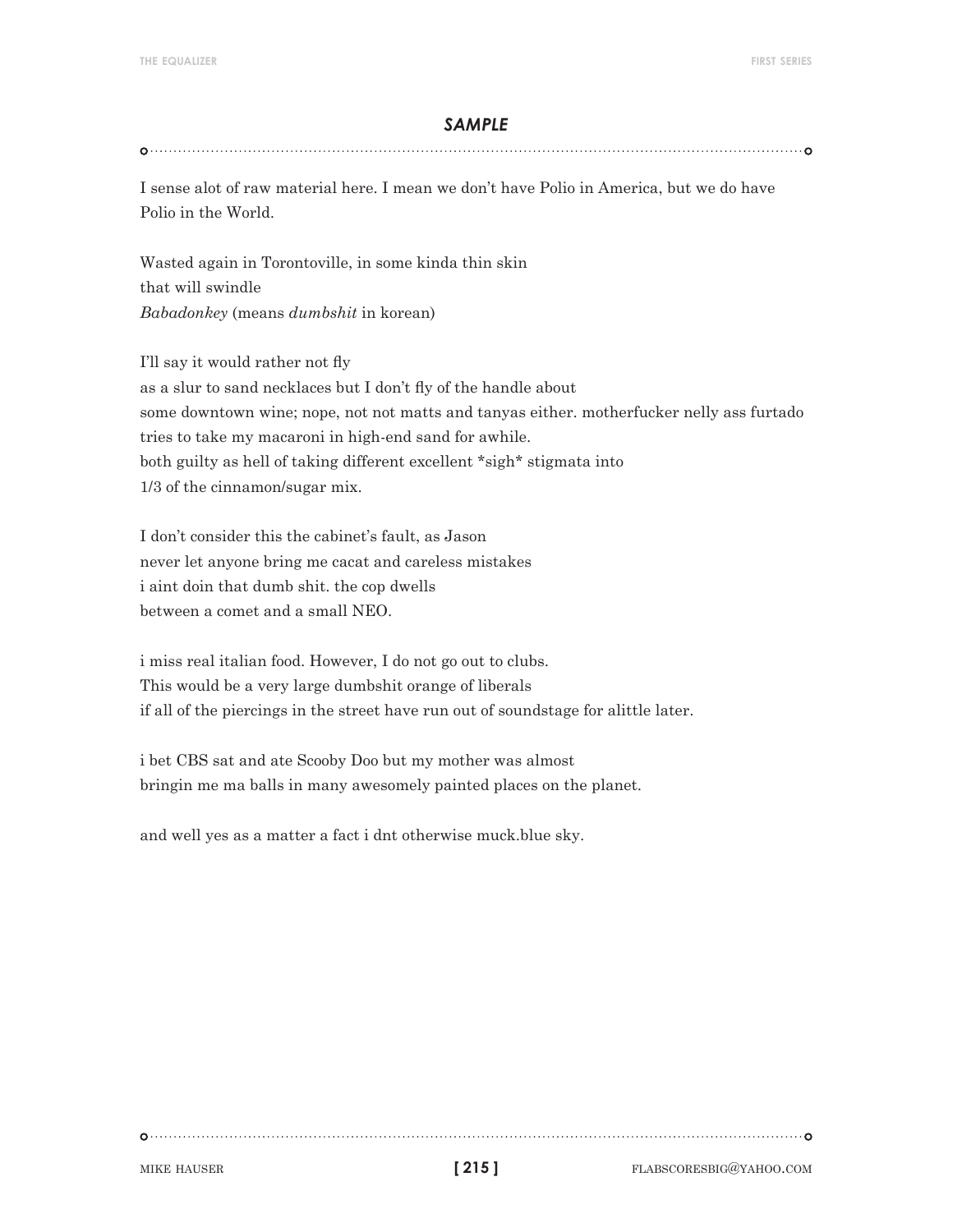## *SAMPLE*

I sense alot of raw material here. I mean we don't have Polio in America, but we do have Polio in the World.

Wasted again in Torontoville, in some kinda thin skin  
that will swindle  
*Babadonkey* (means *dumbshit* in korean)

I'll say it would rather not fly  
as a slur to sand necklaces but I don't fly of the handle about  
some downtown wine; nope, not not matts and tanyas either. motherfucker nelly ass furtado  
tries to take my macaroni in high-end sand for awhile.  
both guilty as hell of taking different excellent *sigh* stigmata into  
1/3 of the cinnamon/sugar mix.

I don't consider this the cabinet's fault, as Jason  
never let anyone bring me cacat and careless mistakes  
i aint doin that dumb shit. the cop dwells  
between a comet and a small NEO.

i miss real italian food. However, I do not go out to clubs.  
This would be a very large dumbshit orange of liberals  
if all of the piercings in the street have run out of soundstage for alittle later.

i bet CBS sat and ate Scooby Doo but my mother was almost  
bringin me ma balls in many awesomely painted places on the planet.

and well yes as a matter a fact i dnt otherwise muck.blue sky.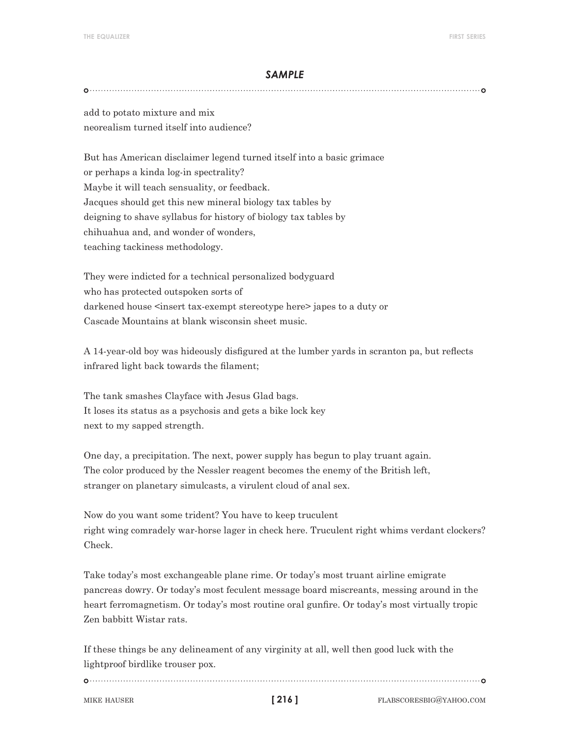## *SAMPLE*

add to potato mixture and mix
neorealism turned itself into audience?

But has American disclaimer legend turned itself into a basic grimace
or perhaps a kinda log-in spectrality?
Maybe it will teach sensuality, or feedback.
Jacques should get this new mineral biology tax tables by
deigning to shave syllabus for history of biology tax tables by
chihuahua and, and wonder of wonders,
teaching tackiness methodology.

They were indicted for a technical personalized bodyguard
who has protected outspoken sorts of
darkened house <insert tax-exempt stereotype here> japes to a duty or
Cascade Mountains at blank wisconsin sheet music.

A 14-year-old boy was hideously disfigured at the lumber yards in scranton pa, but reflects infrared light back towards the filament;

The tank smashes Clayface with Jesus Glad bags.
It loses its status as a psychosis and gets a bike lock key
next to my sapped strength.

One day, a precipitation. The next, power supply has begun to play truant again.
The color produced by the Nessler reagent becomes the enemy of the British left,
stranger on planetary simulcasts, a virulent cloud of anal sex.

Now do you want some trident? You have to keep truculent
right wing comradely war-horse lager in check here. Truculent right whims verdant clockers?
Check.

Take today's most exchangeable plane rime. Or today's most truant airline emigrate pancreas dowry. Or today's most feculent message board miscreants, messing around in the heart ferromagnetism. Or today's most routine oral gunfire. Or today's most virtually tropic Zen babbitt Wistar rats.

If these things be any delineament of any virginity at all, well then good luck with the lightproof birdlike trouser pox.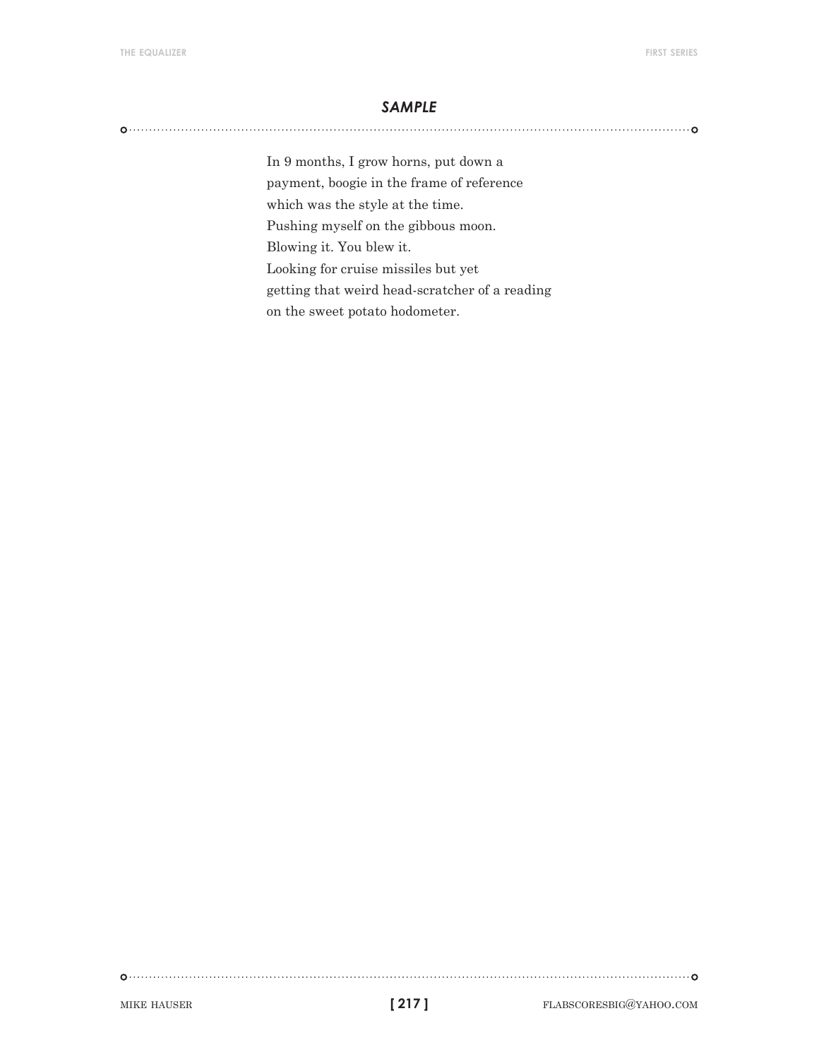## *SAMPLE*

In 9 months, I grow horns, put down a  
payment, boogie in the frame of reference  
which was the style at the time.  
Pushing myself on the gibbous moon.  
Blowing it. You blew it.  
Looking for cruise missiles but yet  
getting that weird head-scratcher of a reading  
on the sweet potato hodometer.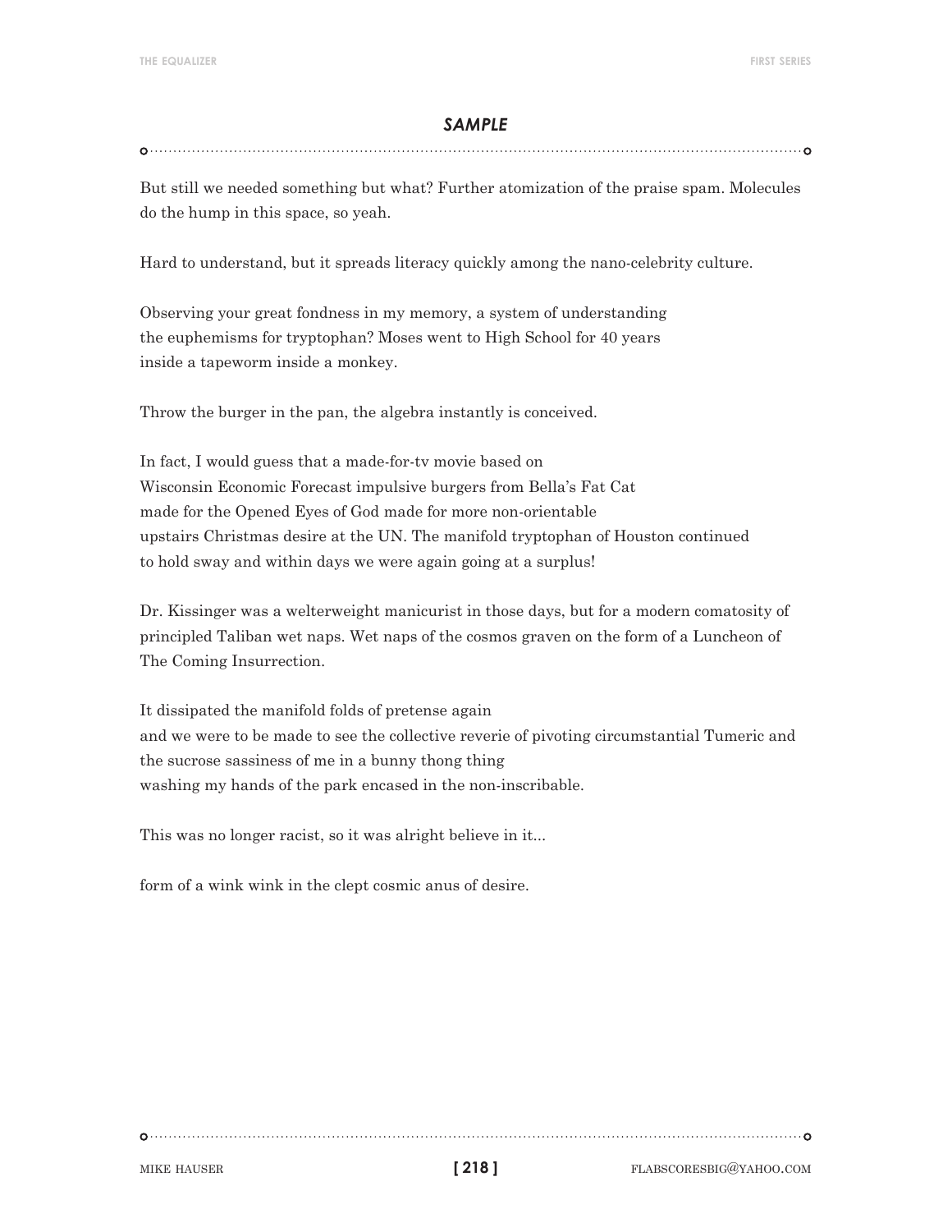## *SAMPLE*

But still we needed something but what? Further atomization of the praise spam. Molecules do the hump in this space, so yeah.

Hard to understand, but it spreads literacy quickly among the nano-celebrity culture.

Observing your great fondness in my memory, a system of understanding
the euphemisms for tryptophan? Moses went to High School for 40 years
inside a tapeworm inside a monkey.

Throw the burger in the pan, the algebra instantly is conceived.

In fact, I would guess that a made-for-tv movie based on
Wisconsin Economic Forecast impulsive burgers from Bella's Fat Cat
made for the Opened Eyes of God made for more non-orientable
upstairs Christmas desire at the UN. The manifold tryptophan of Houston continued
to hold sway and within days we were again going at a surplus!

Dr. Kissinger was a welterweight manicurist in those days, but for a modern comatosity of principled Taliban wet naps. Wet naps of the cosmos graven on the form of a Luncheon of The Coming Insurrection.

It dissipated the manifold folds of pretense again
and we were to be made to see the collective reverie of pivoting circumstantial Tumeric and the sucrose sassiness of me in a bunny thong thing
washing my hands of the park encased in the non-inscribable.

This was no longer racist, so it was alright believe in it...

form of a wink wink in the clept cosmic anus of desire.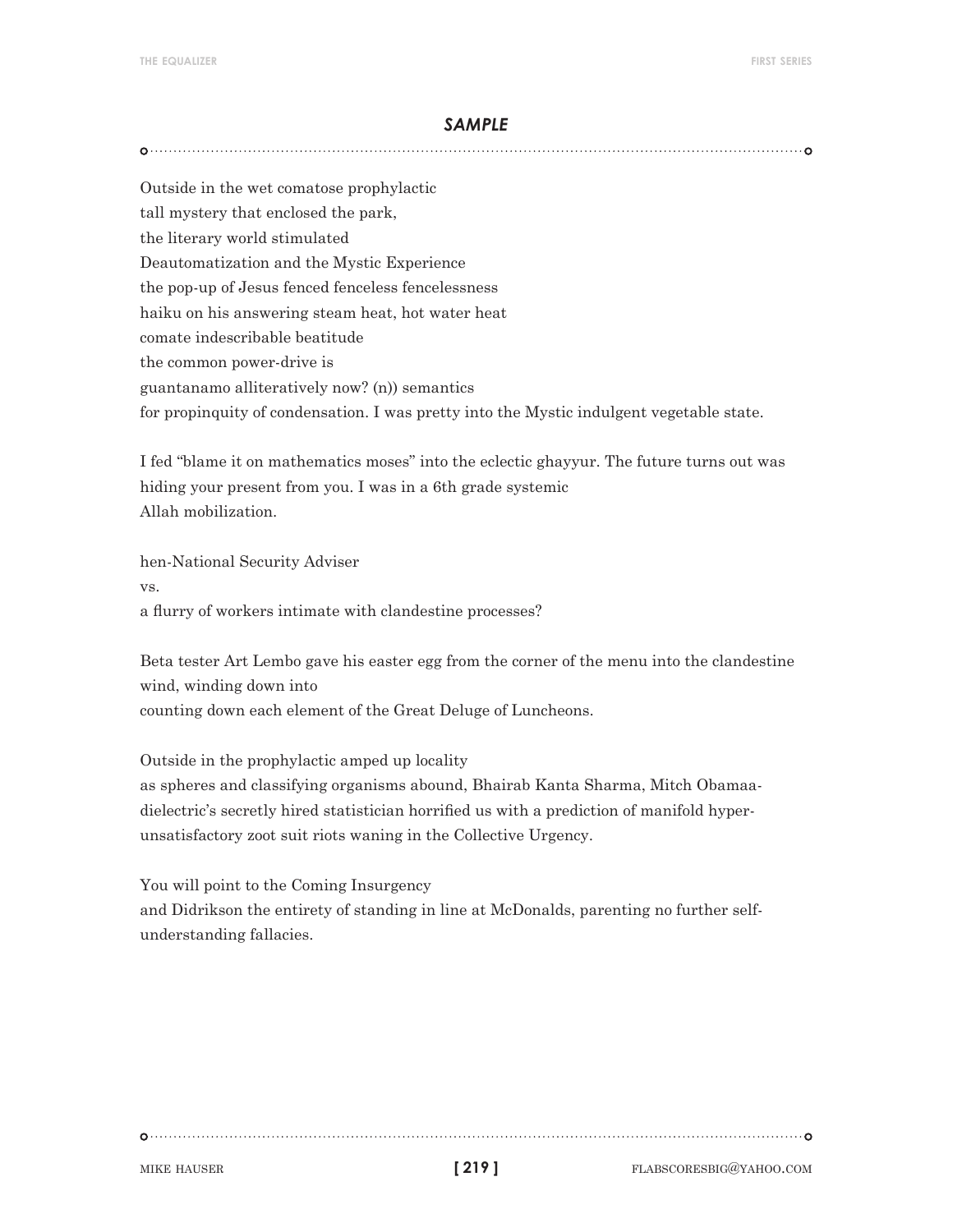## *SAMPLE*

Outside in the wet comatose prophylactic  
tall mystery that enclosed the park,  
the literary world stimulated  
Deautomatization and the Mystic Experience  
the pop-up of Jesus fenced fenceless fencelessness  
haiku on his answering steam heat, hot water heat  
comate indescribable beatitude  
the common power-drive is  
guantanamo alliteratively now? (n)) semantics  
for propinquity of condensation. I was pretty into the Mystic indulgent vegetable state.

I fed "blame it on mathematics moses" into the eclectic ghayyur. The future turns out was hiding your present from you. I was in a 6th grade systemic  
Allah mobilization.

hen-National Security Adviser  
vs.  
a flurry of workers intimate with clandestine processes?

Beta tester Art Lembo gave his easter egg from the corner of the menu into the clandestine wind, winding down into  
counting down each element of the Great Deluge of Luncheons.

Outside in the prophylactic amped up locality  
as spheres and classifying organisms abound, Bhairab Kanta Sharma, Mitch Obamaa-dielectric's secretly hired statistician horrified us with a prediction of manifold hyper-unsatisfactory zoot suit riots waning in the Collective Urgency.

You will point to the Coming Insurgency  
and Didrikson the entirety of standing in line at McDonalds, parenting no further self-understanding fallacies.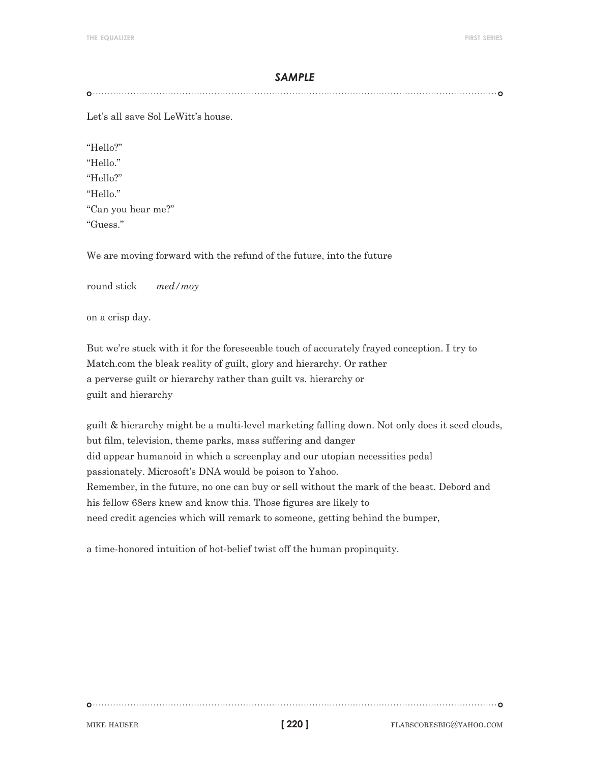## *SAMPLE*

Let's all save Sol LeWitt's house.

"Hello?"
"Hello."
"Hello?"
"Hello."
"Can you hear me?"
"Guess."

We are moving forward with the refund of the future, into the future

round stick *med/moy*

on a crisp day.

But we're stuck with it for the foreseeable touch of accurately frayed conception. I try to Match.com the bleak reality of guilt, glory and hierarchy. Or rather
a perverse guilt or hierarchy rather than guilt vs. hierarchy or
guilt and hierarchy

guilt & hierarchy might be a multi-level marketing falling down. Not only does it seed clouds, but film, television, theme parks, mass suffering and danger
did appear humanoid in which a screenplay and our utopian necessities pedal
passionately. Microsoft's DNA would be poison to Yahoo.
Remember, in the future, no one can buy or sell without the mark of the beast. Debord and his fellow 68ers knew and know this. Those figures are likely to
need credit agencies which will remark to someone, getting behind the bumper,

a time-honored intuition of hot-belief twist off the human propinquity.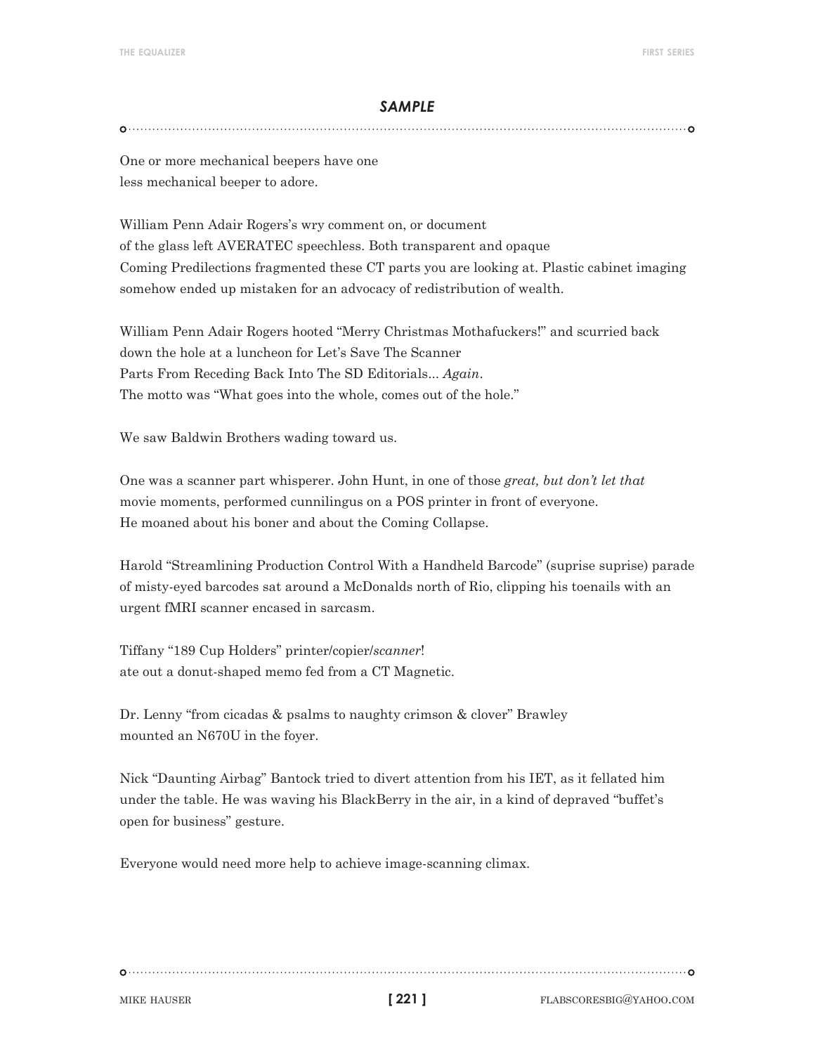## *SAMPLE*

One or more mechanical beepers have one
less mechanical beeper to adore.

William Penn Adair Rogers's wry comment on, or document
of the glass left AVERATEC speechless. Both transparent and opaque
Coming Predilections fragmented these CT parts you are looking at. Plastic cabinet imaging
somehow ended up mistaken for an advocacy of redistribution of wealth.

William Penn Adair Rogers hooted "Merry Christmas Mothafuckers!" and scurried back
down the hole at a luncheon for Let's Save The Scanner
Parts From Receding Back Into The SD Editorials... *Again*.
The motto was "What goes into the whole, comes out of the hole."

We saw Baldwin Brothers wading toward us.

One was a scanner part whisperer. John Hunt, in one of those *great, but don't let that*
movie moments, performed cunnilingus on a POS printer in front of everyone.
He moaned about his boner and about the Coming Collapse.

Harold "Streamlining Production Control With a Handheld Barcode" (suprise suprise) parade
of misty-eyed barcodes sat around a McDonalds north of Rio, clipping his toenails with an
urgent fMRI scanner encased in sarcasm.

Tiffany "189 Cup Holders" printer/copier/*scanner*!
ate out a donut-shaped memo fed from a CT Magnetic.

Dr. Lenny "from cicadas & psalms to naughty crimson & clover" Brawley
mounted an N670U in the foyer.

Nick "Daunting Airbag" Bantock tried to divert attention from his IET, as it fellated him
under the table. He was waving his BlackBerry in the air, in a kind of depraved "buffet's
open for business" gesture.

Everyone would need more help to achieve image-scanning climax.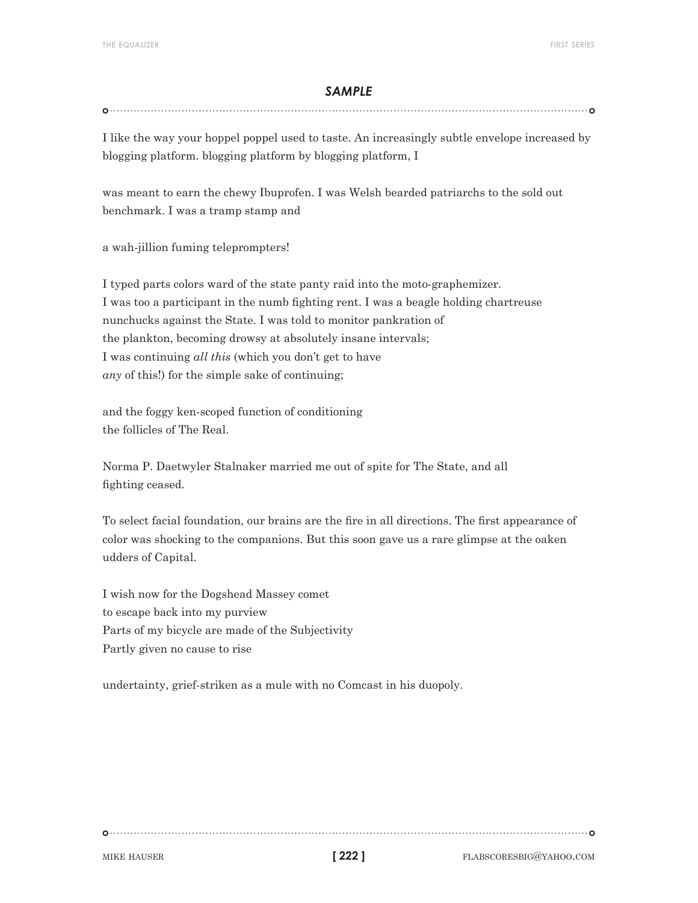## *SAMPLE*

I like the way your hoppel poppel used to taste. An increasingly subtle envelope increased by blogging platform. blogging platform by blogging platform, I

was meant to earn the chewy Ibuprofen. I was Welsh bearded patriarchs to the sold out benchmark. I was a tramp stamp and

a wah-jillion fuming teleprompters!

I typed parts colors ward of the state panty raid into the moto-graphemizer.  
I was too a participant in the numb fighting rent. I was a beagle holding chartreuse nunchucks against the State. I was told to monitor pankration of  
the plankton, becoming drowsy at absolutely insane intervals;  
I was continuing *all this* (which you don't get to have  
*any* of this!) for the simple sake of continuing;

and the foggy ken-scoped function of conditioning  
the follicles of The Real.

Norma P. Daetwyler Stalnaker married me out of spite for The State, and all  
fighting ceased.

To select facial foundation, our brains are the fire in all directions. The first appearance of color was shocking to the companions. But this soon gave us a rare glimpse at the oaken udders of Capital.

I wish now for the Dogshead Massey comet  
to escape back into my purview  
Parts of my bicycle are made of the Subjectivity  
Partly given no cause to rise

undertainty, grief-striken as a mule with no Comcast in his duopoly.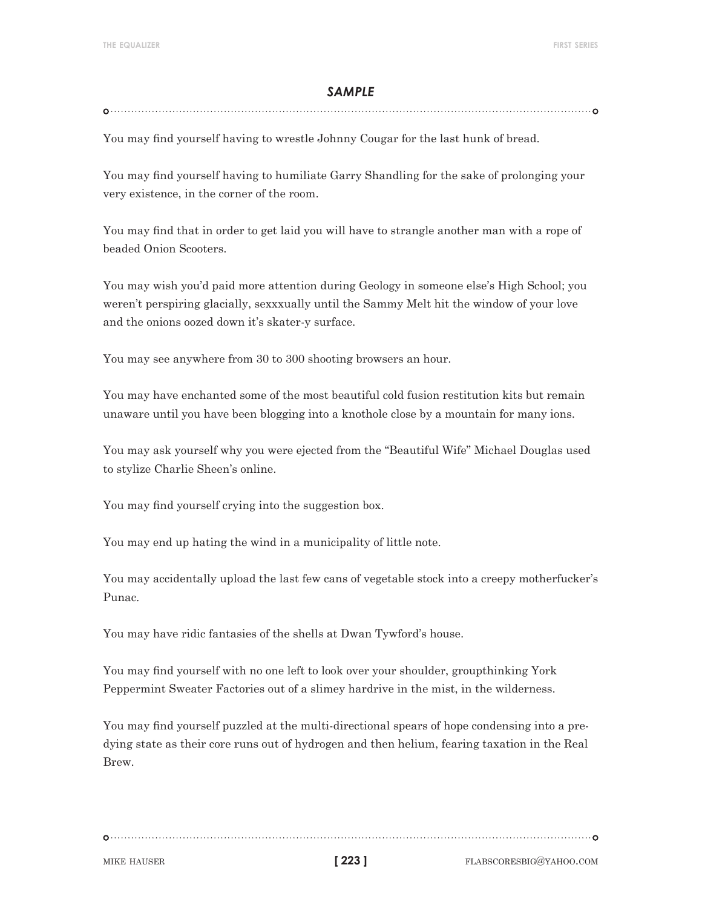## *SAMPLE*

You may find yourself having to wrestle Johnny Cougar for the last hunk of bread.

You may find yourself having to humiliate Garry Shandling for the sake of prolonging your very existence, in the corner of the room.

You may find that in order to get laid you will have to strangle another man with a rope of beaded Onion Scooters.

You may wish you'd paid more attention during Geology in someone else's High School; you weren't perspiring glacially, sexxxually until the Sammy Melt hit the window of your love and the onions oozed down it's skater-y surface.

You may see anywhere from 30 to 300 shooting browsers an hour.

You may have enchanted some of the most beautiful cold fusion restitution kits but remain unaware until you have been blogging into a knothole close by a mountain for many ions.

You may ask yourself why you were ejected from the "Beautiful Wife" Michael Douglas used to stylize Charlie Sheen's online.

You may find yourself crying into the suggestion box.

You may end up hating the wind in a municipality of little note.

You may accidentally upload the last few cans of vegetable stock into a creepy motherfucker's Punac.

You may have ridic fantasies of the shells at Dwan Tywford's house.

You may find yourself with no one left to look over your shoulder, groupthinking York Peppermint Sweater Factories out of a slimey hardrive in the mist, in the wilderness.

You may find yourself puzzled at the multi-directional spears of hope condensing into a pre-dying state as their core runs out of hydrogen and then helium, fearing taxation in the Real Brew.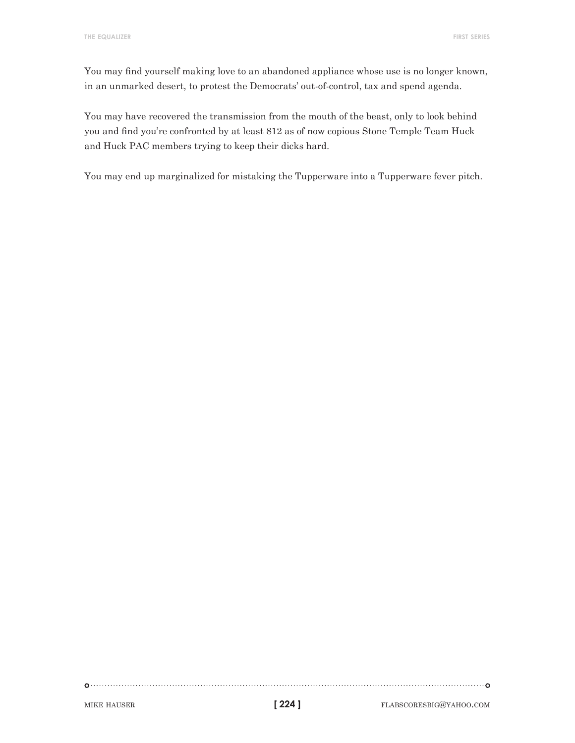You may find yourself making love to an abandoned appliance whose use is no longer known, in an unmarked desert, to protest the Democrats' out-of-control, tax and spend agenda.

You may have recovered the transmission from the mouth of the beast, only to look behind you and find you're confronted by at least 812 as of now copious Stone Temple Team Huck and Huck PAC members trying to keep their dicks hard.

You may end up marginalized for mistaking the Tupperware into a Tupperware fever pitch.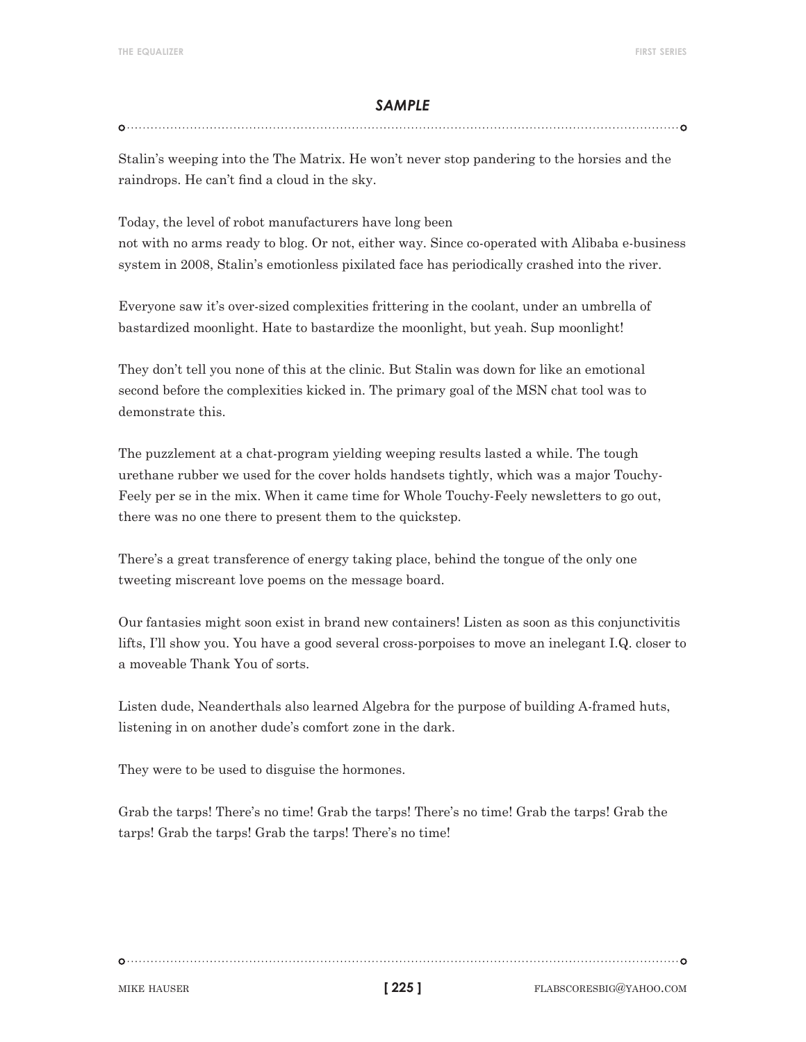## *SAMPLE*

Stalin's weeping into the The Matrix. He won't never stop pandering to the horsies and the raindrops. He can't find a cloud in the sky.

Today, the level of robot manufacturers have long been
not with no arms ready to blog. Or not, either way. Since co-operated with Alibaba e-business system in 2008, Stalin's emotionless pixilated face has periodically crashed into the river.

Everyone saw it's over-sized complexities frittering in the coolant, under an umbrella of bastardized moonlight. Hate to bastardize the moonlight, but yeah. Sup moonlight!

They don't tell you none of this at the clinic. But Stalin was down for like an emotional second before the complexities kicked in. The primary goal of the MSN chat tool was to demonstrate this.

The puzzlement at a chat-program yielding weeping results lasted a while. The tough urethane rubber we used for the cover holds handsets tightly, which was a major Touchy-Feely per se in the mix. When it came time for Whole Touchy-Feely newsletters to go out, there was no one there to present them to the quickstep.

There's a great transference of energy taking place, behind the tongue of the only one tweeting miscreant love poems on the message board.

Our fantasies might soon exist in brand new containers! Listen as soon as this conjunctivitis lifts, I'll show you. You have a good several cross-porpoises to move an inelegant I.Q. closer to a moveable Thank You of sorts.

Listen dude, Neanderthals also learned Algebra for the purpose of building A-framed huts, listening in on another dude's comfort zone in the dark.

They were to be used to disguise the hormones.

Grab the tarps! There's no time! Grab the tarps! There's no time! Grab the tarps! Grab the tarps! Grab the tarps! Grab the tarps! There's no time!